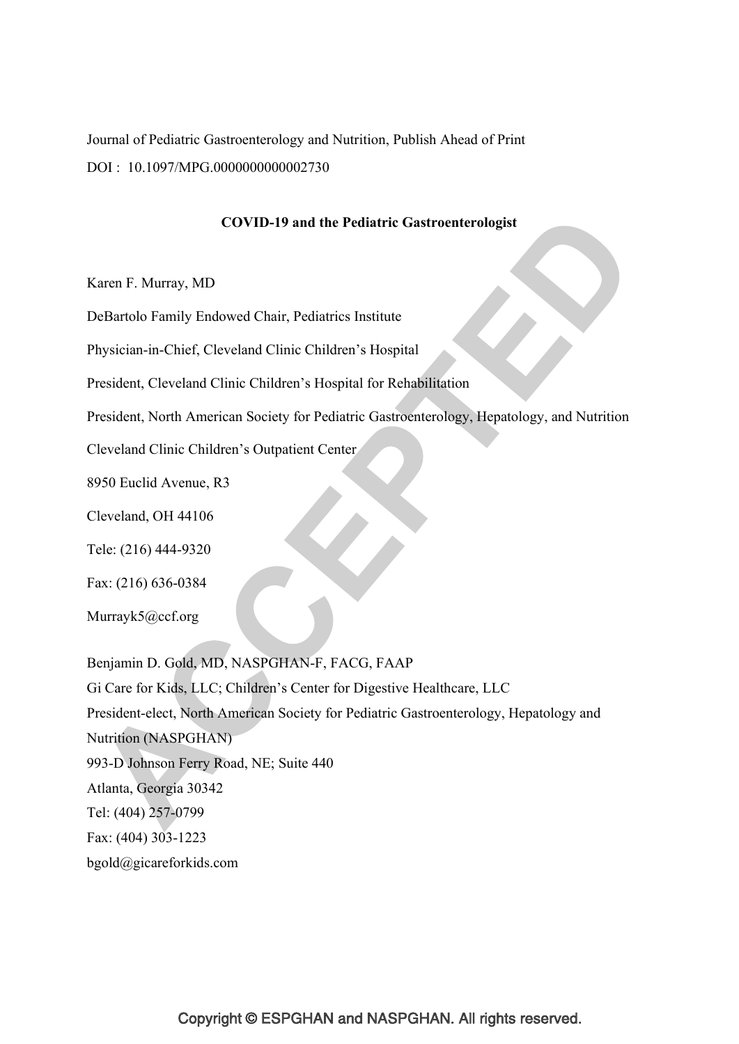Journal of Pediatric Gastroenterology and Nutrition, Publish Ahead of Print

DOI : 10.1097/MPG.0000000000002730

# COVID-19 and the Pediatric Gastroenterologist

Karen F. Murray, MD

DeBartolo Family Endowed Chair, Pediatrics Institute

Physician-in-Chief, Cleveland Clinic Children's Hospital

President, Cleveland Clinic Children's Hospital for Rehabilitation

President, North American Society for Pediatric Gastroenterology, Hepatology, and Nutrition

Cleveland Clinic Children's Outpatient Center

8950 Euclid Avenue, R3

Cleveland, OH 44106

Tele: (216) 444-9320

Fax: (216) 636-0384

Murrayk5@ccf.org

Benjamin D. Gold, MD, NASPGHAN-F, FACG, FAAP

Gi Care for Kids, LLC; Children's Center for Digestive Healthcare, LLC

President-elect, North American Society for Pediatric Gastroenterology, Hepatology and Nutrition (NASPGHAN)

993-D Johnson Ferry Road, NE; Suite 440

Atlanta, Georgia 30342

Tel: (404) 257-0799

Fax: (404) 303-1223

bgold@gicareforkids.com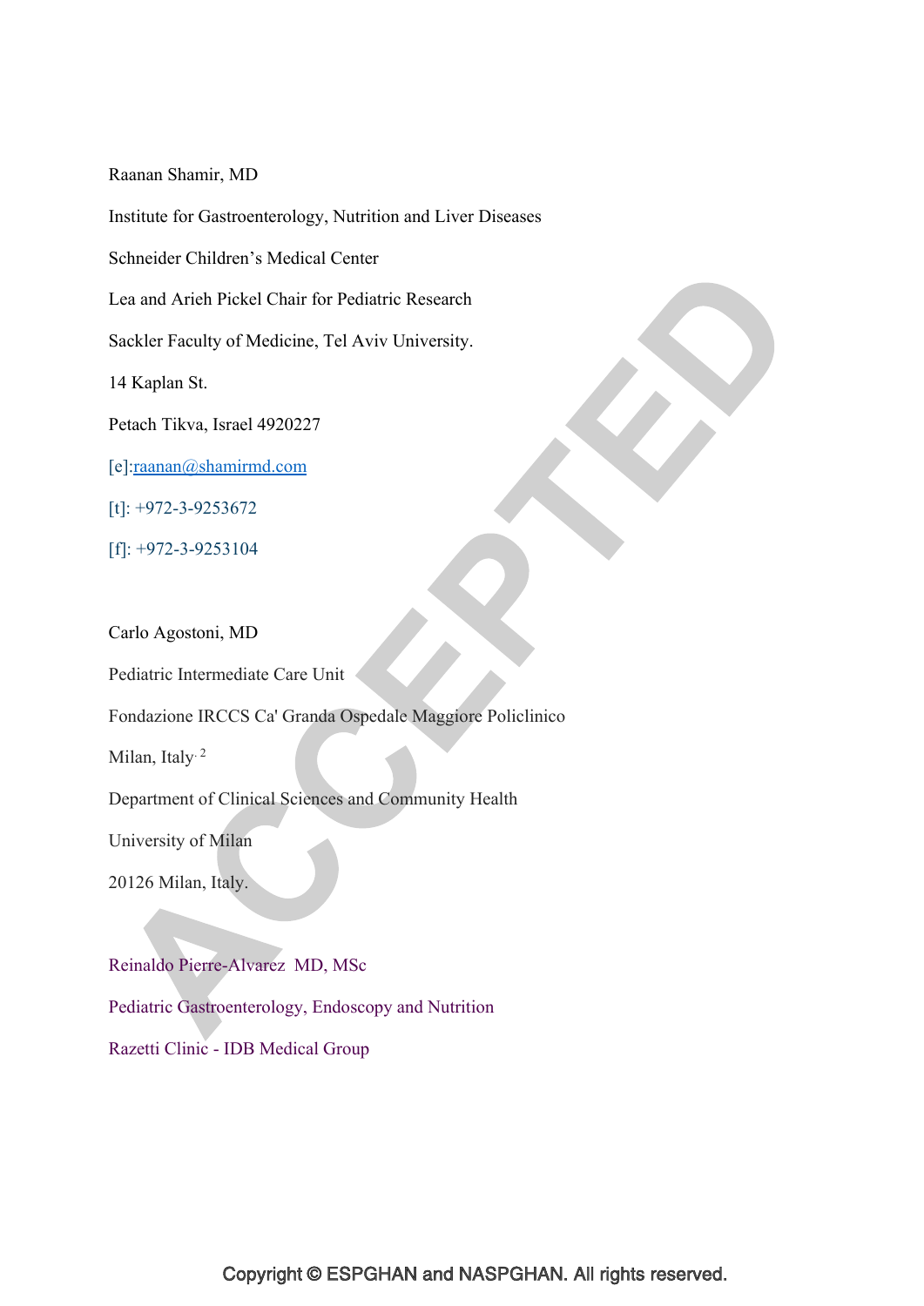Raanan Shamir, MD

Institute for Gastroenterology, Nutrition and Liver Diseases

Schneider Children's Medical Center

Lea and Arieh Pickel Chair for Pediatric Research

Sackler Faculty of Medicine, Tel Aviv University.

14 Kaplan St.

Petach Tikva, Israel 4920227

[e]:raanan@shamirmd.com

[t]: +972-3-9253672

[f]: +972-3-9253104

Carlo Agostoni, MD

Pediatric Intermediate Care Unit

Fondazione IRCCS Ca' Granda Ospedale Maggiore Policlinico

Milan, Italy. [2]

Department of Clinical Sciences and Community Health

University of Milan

20126 Milan, Italy.

Reinaldo Pierre-Alvarez MD, MSc

Pediatric Gastroenterology, Endoscopy and Nutrition

Razetti Clinic - IDB Medical Group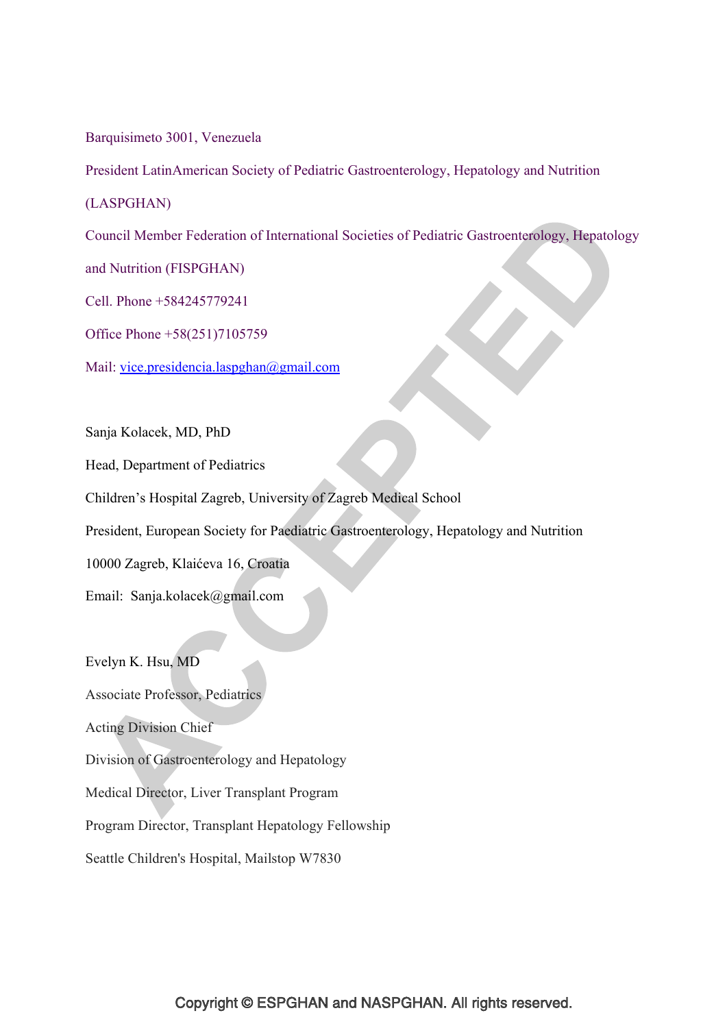Barquisimeto 3001, Venezuela

President LatinAmerican Society of Pediatric Gastroenterology, Hepatology and Nutrition (LASPGHAN)

Council Member Federation of International Societies of Pediatric Gastroenterology, Hepatology and Nutrition (FISPGHAN)

Cell. Phone +584245779241

Office Phone +58(251)7105759

Mail: vice.presidencia.laspghan@gmail.com

Sanja Kolacek, MD, PhD

Head, Department of Pediatrics

Children's Hospital Zagreb, University of Zagreb Medical School

President, European Society for Paediatric Gastroenterology, Hepatology and Nutrition

10000 Zagreb, Klaićeva 16, Croatia

Email: Sanja.kolacek@gmail.com

Evelyn K. Hsu, MD

Associate Professor, Pediatrics

Acting Division Chief

Division of Gastroenterology and Hepatology

Medical Director, Liver Transplant Program

Program Director, Transplant Hepatology Fellowship

Seattle Children's Hospital, Mailstop W7830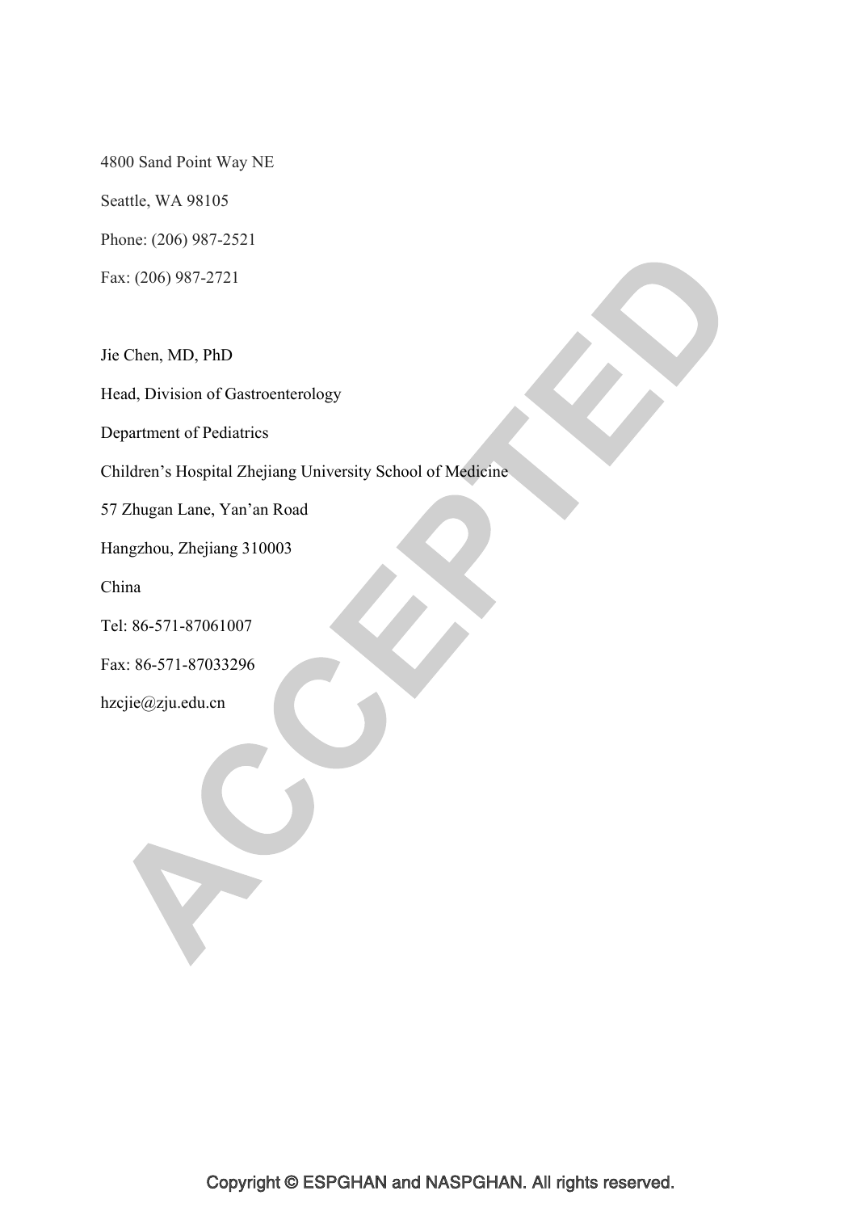4800 Sand Point Way NE

Seattle, WA 98105

Phone: (206) 987-2521

Fax: (206) 987-2721

Jie Chen, MD, PhD

Head, Division of Gastroenterology

Department of Pediatrics

Children's Hospital Zhejiang University School of Medicine

57 Zhugan Lane, Yan'an Road

Hangzhou, Zhejiang 310003

China

Tel: 86-571-87061007

Fax: 86-571-87033296

hzcjie@zju.edu.cn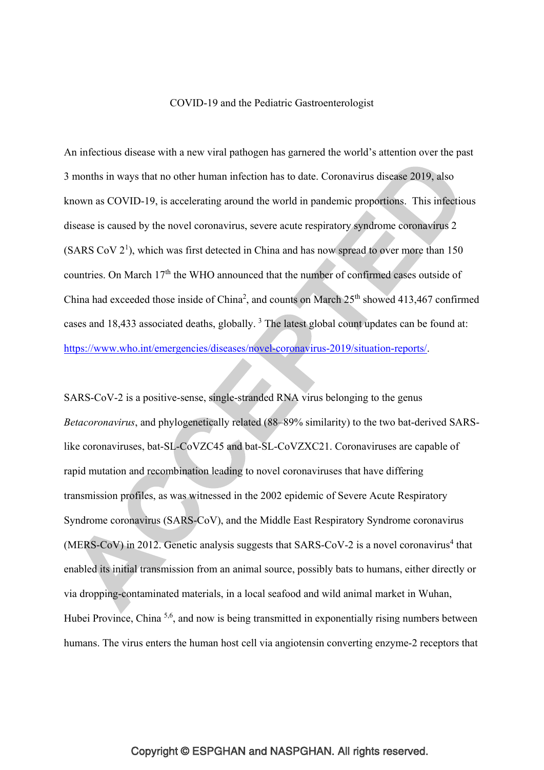COVID-19 and the Pediatric Gastroenterologist

An infectious disease with a new viral pathogen has garnered the world's attention over the past 3 months in ways that no other human infection has to date. Coronavirus disease 2019, also known as COVID-19, is accelerating around the world in pandemic proportions. This infectious disease is caused by the novel coronavirus, severe acute respiratory syndrome coronavirus 2 (SARS CoV 2[1]), which was first detected in China and has now spread to over more than 150 countries. On March 17th the WHO announced that the number of confirmed cases outside of China had exceeded those inside of China[2], and counts on March 25th showed 413,467 confirmed cases and 18,433 associated deaths, globally. [3] The latest global count updates can be found at: https://www.who.int/emergencies/diseases/novel-coronavirus-2019/situation-reports/.

SARS-CoV-2 is a positive-sense, single-stranded RNA virus belonging to the genus *Betacoronavirus*, and phylogenetically related (88–89% similarity) to the two bat-derived SARS-like coronaviruses, bat-SL-CoVZC45 and bat-SL-CoVZXC21. Coronaviruses are capable of rapid mutation and recombination leading to novel coronaviruses that have differing transmission profiles, as was witnessed in the 2002 epidemic of Severe Acute Respiratory Syndrome coronavirus (SARS-CoV), and the Middle East Respiratory Syndrome coronavirus (MERS-CoV) in 2012. Genetic analysis suggests that SARS-CoV-2 is a novel coronavirus[4] that enabled its initial transmission from an animal source, possibly bats to humans, either directly or via dropping-contaminated materials, in a local seafood and wild animal market in Wuhan, Hubei Province, China [5,6], and now is being transmitted in exponentially rising numbers between humans. The virus enters the human host cell via angiotensin converting enzyme-2 receptors that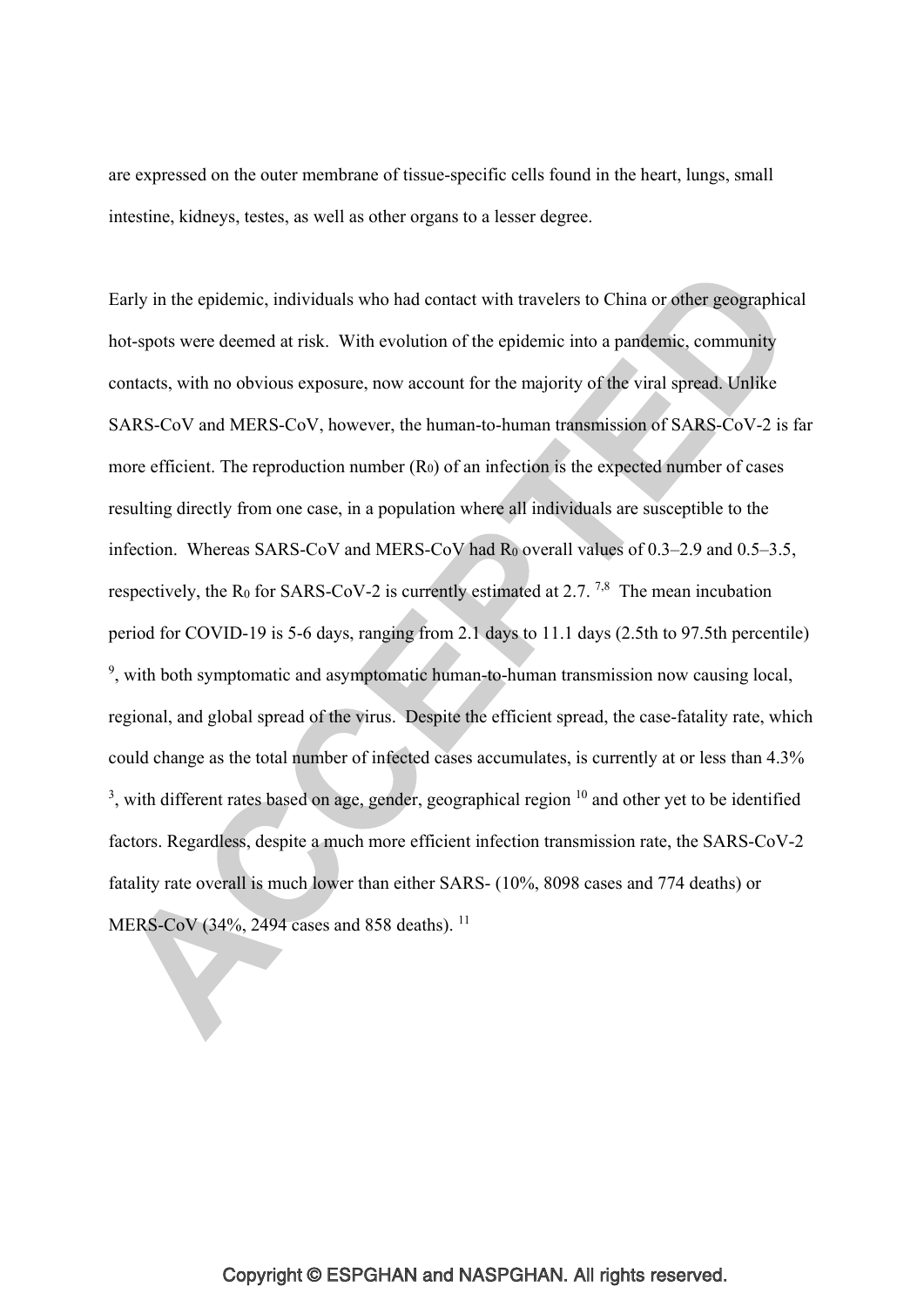are expressed on the outer membrane of tissue-specific cells found in the heart, lungs, small intestine, kidneys, testes, as well as other organs to a lesser degree.

Early in the epidemic, individuals who had contact with travelers to China or other geographical hot-spots were deemed at risk. With evolution of the epidemic into a pandemic, community contacts, with no obvious exposure, now account for the majority of the viral spread. Unlike SARS-CoV and MERS-CoV, however, the human-to-human transmission of SARS-CoV-2 is far more efficient. The reproduction number ($R_0$) of an infection is the expected number of cases resulting directly from one case, in a population where all individuals are susceptible to the infection. Whereas SARS-CoV and MERS-CoV had $R_0$ overall values of 0.3–2.9 and 0.5–3.5, respectively, the $R_0$ for SARS-CoV-2 is currently estimated at 2.7. [7,8] The mean incubation period for COVID-19 is 5-6 days, ranging from 2.1 days to 11.1 days (2.5th to 97.5th percentile) [9], with both symptomatic and asymptomatic human-to-human transmission now causing local, regional, and global spread of the virus. Despite the efficient spread, the case-fatality rate, which could change as the total number of infected cases accumulates, is currently at or less than 4.3% [3], with different rates based on age, gender, geographical region [10] and other yet to be identified factors. Regardless, despite a much more efficient infection transmission rate, the SARS-CoV-2 fatality rate overall is much lower than either SARS- (10%, 8098 cases and 774 deaths) or MERS-CoV (34%, 2494 cases and 858 deaths). [11]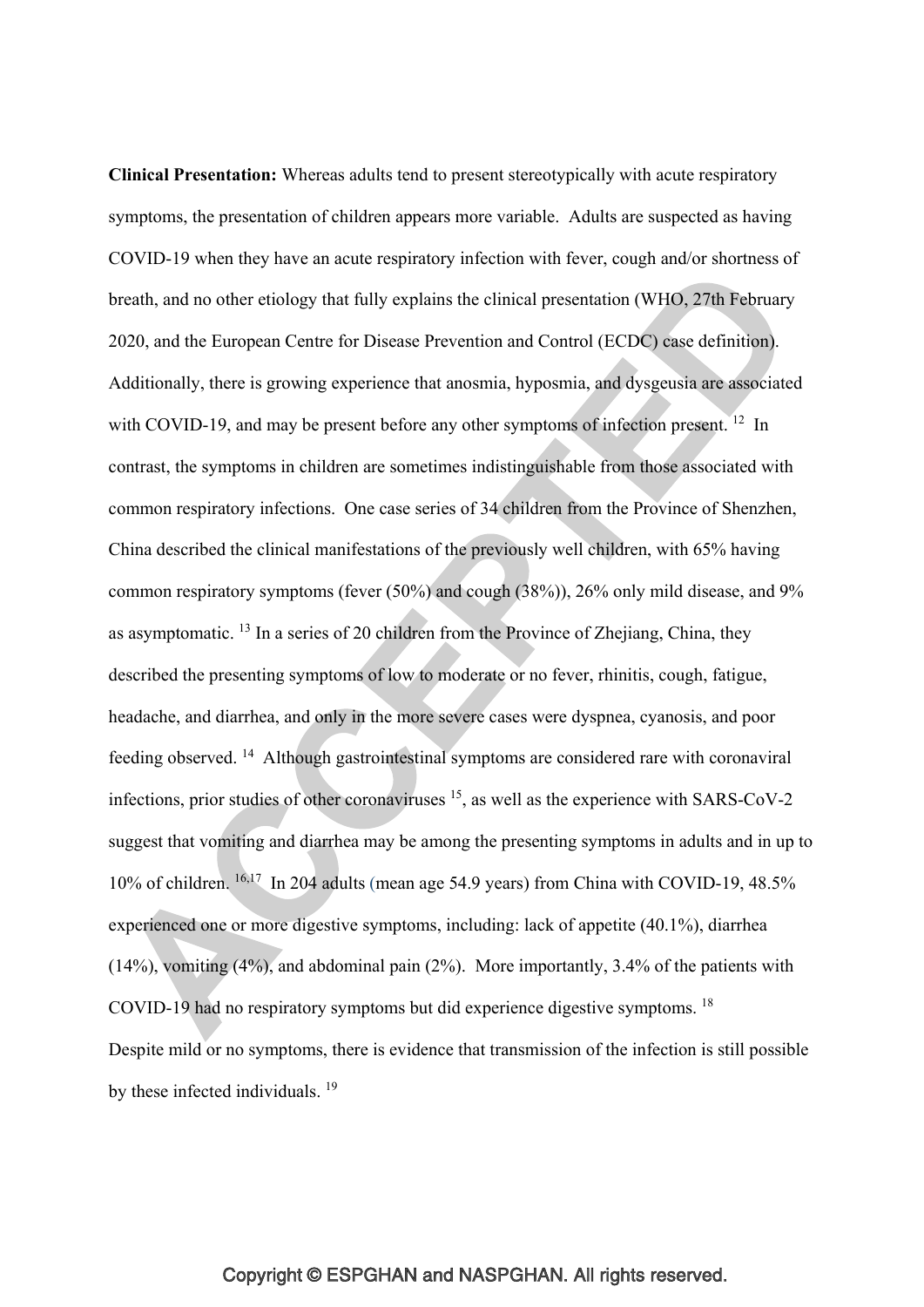**Clinical Presentation:** Whereas adults tend to present stereotypically with acute respiratory symptoms, the presentation of children appears more variable. Adults are suspected as having COVID-19 when they have an acute respiratory infection with fever, cough and/or shortness of breath, and no other etiology that fully explains the clinical presentation (WHO, 27th February 2020, and the European Centre for Disease Prevention and Control (ECDC) case definition). Additionally, there is growing experience that anosmia, hyposmia, and dysgeusia are associated with COVID-19, and may be present before any other symptoms of infection present. [12] In contrast, the symptoms in children are sometimes indistinguishable from those associated with common respiratory infections. One case series of 34 children from the Province of Shenzhen, China described the clinical manifestations of the previously well children, with 65% having common respiratory symptoms (fever (50%) and cough (38%)), 26% only mild disease, and 9% as asymptomatic. [13] In a series of 20 children from the Province of Zhejiang, China, they described the presenting symptoms of low to moderate or no fever, rhinitis, cough, fatigue, headache, and diarrhea, and only in the more severe cases were dyspnea, cyanosis, and poor feeding observed. [14] Although gastrointestinal symptoms are considered rare with coronaviral infections, prior studies of other coronaviruses [15], as well as the experience with SARS-CoV-2 suggest that vomiting and diarrhea may be among the presenting symptoms in adults and in up to 10% of children. [16,17] In 204 adults (mean age 54.9 years) from China with COVID-19, 48.5% experienced one or more digestive symptoms, including: lack of appetite (40.1%), diarrhea (14%), vomiting (4%), and abdominal pain (2%). More importantly, 3.4% of the patients with COVID-19 had no respiratory symptoms but did experience digestive symptoms. [18]

Despite mild or no symptoms, there is evidence that transmission of the infection is still possible by these infected individuals. [19]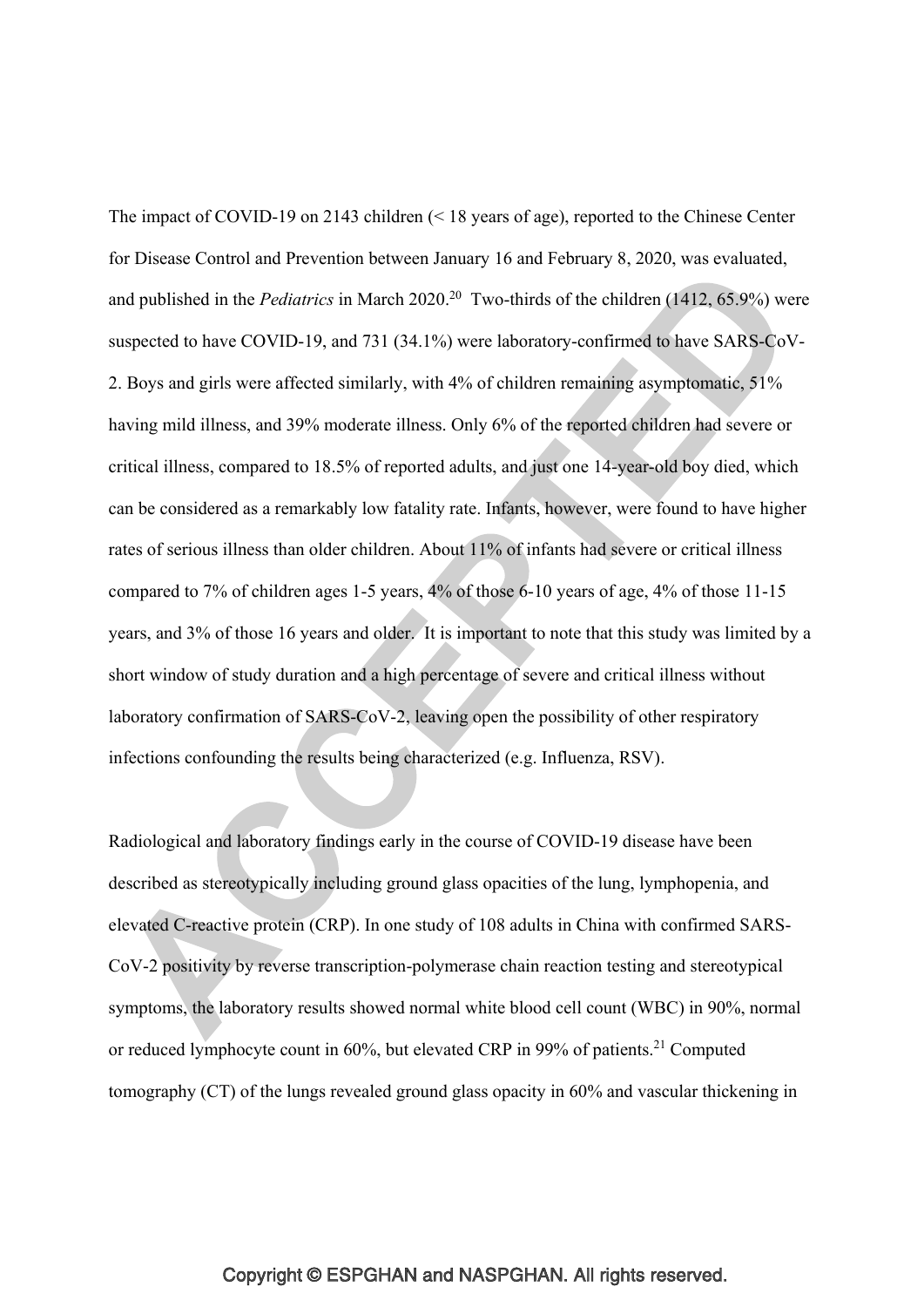The impact of COVID-19 on 2143 children (< 18 years of age), reported to the Chinese Center for Disease Control and Prevention between January 16 and February 8, 2020, was evaluated, and published in the *Pediatrics* in March 2020.[20] Two-thirds of the children (1412, 65.9%) were suspected to have COVID-19, and 731 (34.1%) were laboratory-confirmed to have SARS-CoV-2. Boys and girls were affected similarly, with 4% of children remaining asymptomatic, 51% having mild illness, and 39% moderate illness. Only 6% of the reported children had severe or critical illness, compared to 18.5% of reported adults, and just one 14-year-old boy died, which can be considered as a remarkably low fatality rate. Infants, however, were found to have higher rates of serious illness than older children. About 11% of infants had severe or critical illness compared to 7% of children ages 1-5 years, 4% of those 6-10 years of age, 4% of those 11-15 years, and 3% of those 16 years and older. It is important to note that this study was limited by a short window of study duration and a high percentage of severe and critical illness without laboratory confirmation of SARS-CoV-2, leaving open the possibility of other respiratory infections confounding the results being characterized (e.g. Influenza, RSV).

Radiological and laboratory findings early in the course of COVID-19 disease have been described as stereotypically including ground glass opacities of the lung, lymphopenia, and elevated C-reactive protein (CRP). In one study of 108 adults in China with confirmed SARS-CoV-2 positivity by reverse transcription-polymerase chain reaction testing and stereotypical symptoms, the laboratory results showed normal white blood cell count (WBC) in 90%, normal or reduced lymphocyte count in 60%, but elevated CRP in 99% of patients.[21] Computed tomography (CT) of the lungs revealed ground glass opacity in 60% and vascular thickening in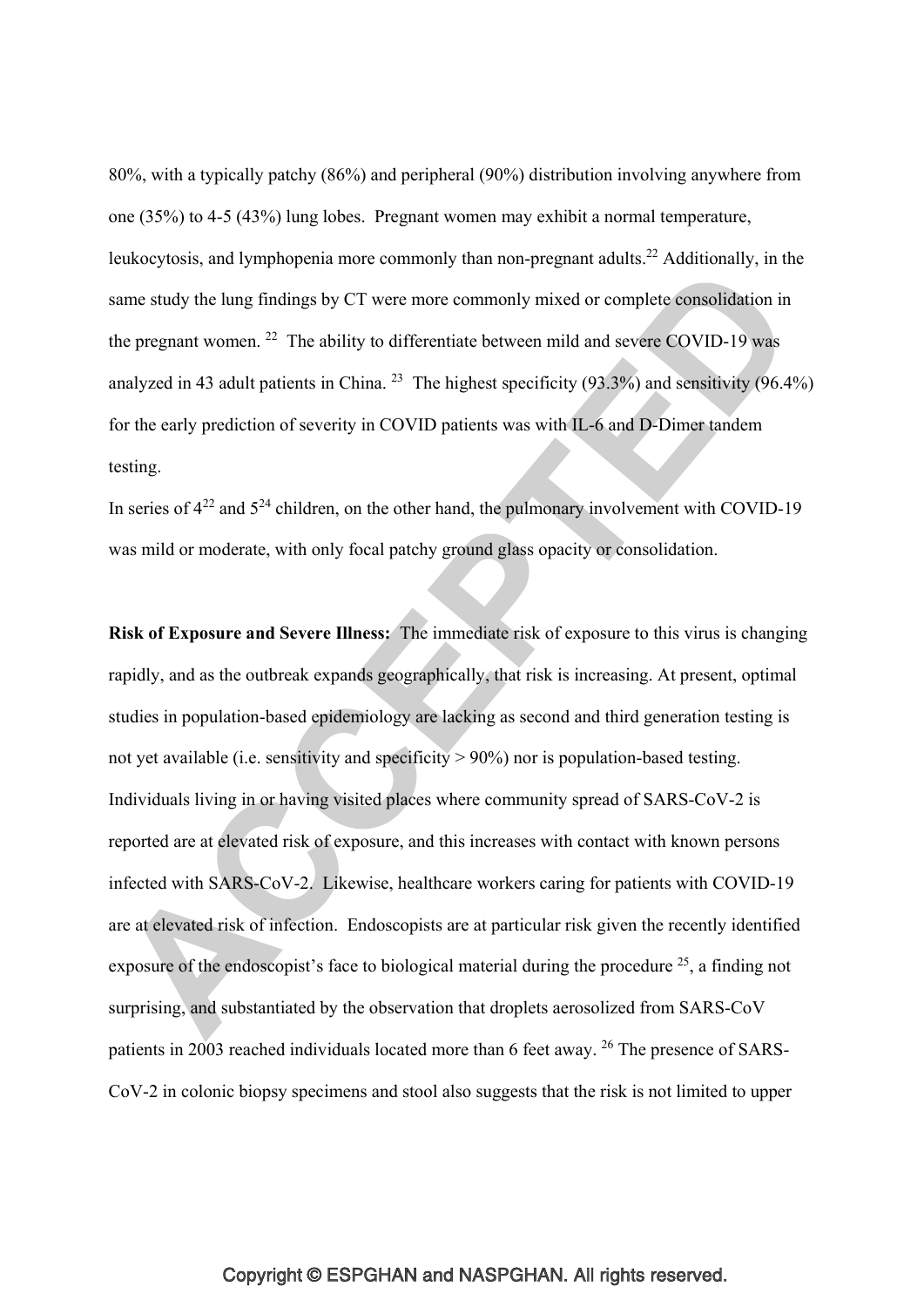80%, with a typically patchy (86%) and peripheral (90%) distribution involving anywhere from one (35%) to 4-5 (43%) lung lobes. Pregnant women may exhibit a normal temperature, leukocytosis, and lymphopenia more commonly than non-pregnant adults.[22] Additionally, in the same study the lung findings by CT were more commonly mixed or complete consolidation in the pregnant women. [22] The ability to differentiate between mild and severe COVID-19 was analyzed in 43 adult patients in China. [23] The highest specificity (93.3%) and sensitivity (96.4%) for the early prediction of severity in COVID patients was with IL-6 and D-Dimer tandem testing.

In series of 4[22] and 5[24] children, on the other hand, the pulmonary involvement with COVID-19 was mild or moderate, with only focal patchy ground glass opacity or consolidation.

**Risk of Exposure and Severe Illness:** The immediate risk of exposure to this virus is changing rapidly, and as the outbreak expands geographically, that risk is increasing. At present, optimal studies in population-based epidemiology are lacking as second and third generation testing is not yet available (i.e. sensitivity and specificity > 90%) nor is population-based testing. Individuals living in or having visited places where community spread of SARS-CoV-2 is reported are at elevated risk of exposure, and this increases with contact with known persons infected with SARS-CoV-2. Likewise, healthcare workers caring for patients with COVID-19 are at elevated risk of infection. Endoscopists are at particular risk given the recently identified exposure of the endoscopist's face to biological material during the procedure [25], a finding not surprising, and substantiated by the observation that droplets aerosolized from SARS-CoV patients in 2003 reached individuals located more than 6 feet away. [26] The presence of SARS-CoV-2 in colonic biopsy specimens and stool also suggests that the risk is not limited to upper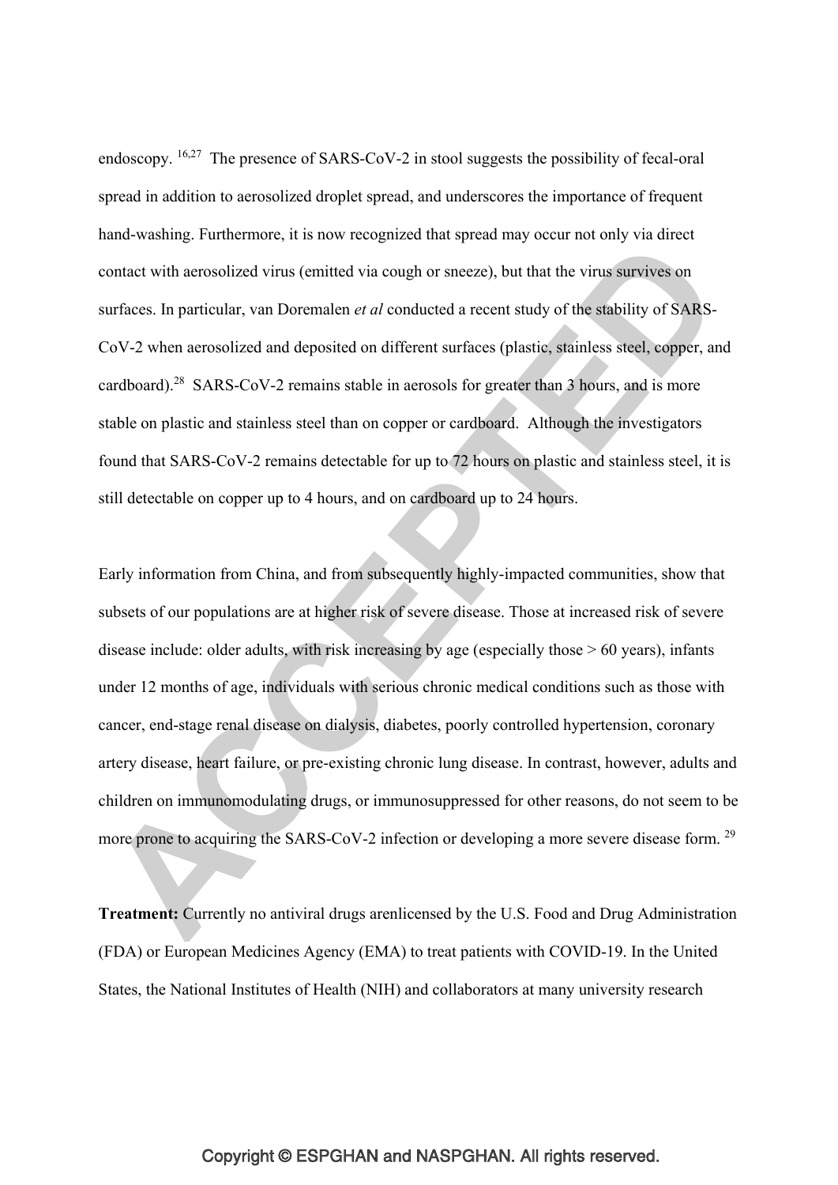endoscopy. [16,27] The presence of SARS-CoV-2 in stool suggests the possibility of fecal-oral spread in addition to aerosolized droplet spread, and underscores the importance of frequent hand-washing. Furthermore, it is now recognized that spread may occur not only via direct contact with aerosolized virus (emitted via cough or sneeze), but that the virus survives on surfaces. In particular, van Doremalen *et al* conducted a recent study of the stability of SARS-CoV-2 when aerosolized and deposited on different surfaces (plastic, stainless steel, copper, and cardboard).[28] SARS-CoV-2 remains stable in aerosols for greater than 3 hours, and is more stable on plastic and stainless steel than on copper or cardboard. Although the investigators found that SARS-CoV-2 remains detectable for up to 72 hours on plastic and stainless steel, it is still detectable on copper up to 4 hours, and on cardboard up to 24 hours.

Early information from China, and from subsequently highly-impacted communities, show that subsets of our populations are at higher risk of severe disease. Those at increased risk of severe disease include: older adults, with risk increasing by age (especially those > 60 years), infants under 12 months of age, individuals with serious chronic medical conditions such as those with cancer, end-stage renal disease on dialysis, diabetes, poorly controlled hypertension, coronary artery disease, heart failure, or pre-existing chronic lung disease. In contrast, however, adults and children on immunomodulating drugs, or immunosuppressed for other reasons, do not seem to be more prone to acquiring the SARS-CoV-2 infection or developing a more severe disease form. [29]

**Treatment:** Currently no antiviral drugs arenlicensed by the U.S. Food and Drug Administration (FDA) or European Medicines Agency (EMA) to treat patients with COVID-19. In the United States, the National Institutes of Health (NIH) and collaborators at many university research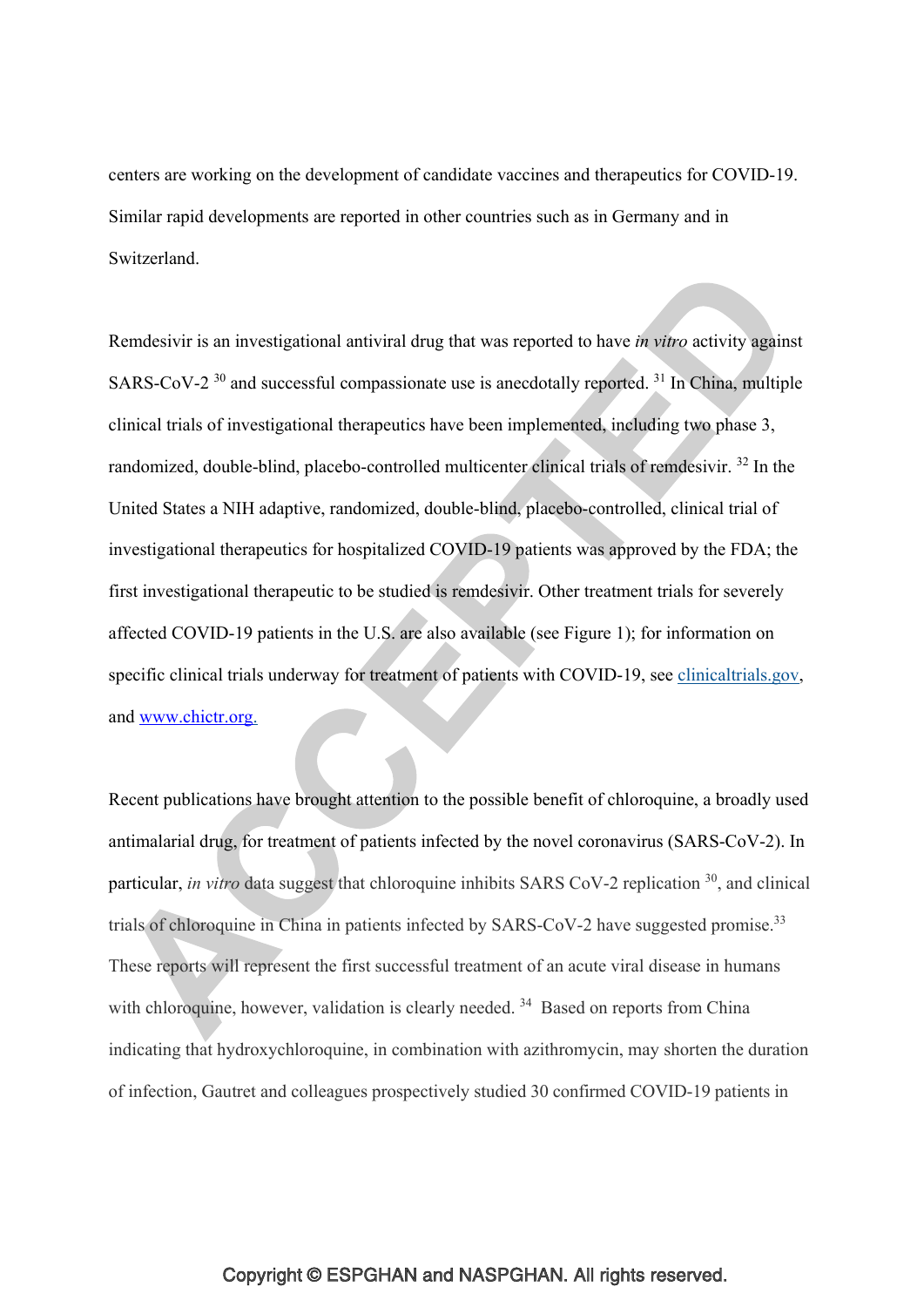centers are working on the development of candidate vaccines and therapeutics for COVID-19. Similar rapid developments are reported in other countries such as in Germany and in Switzerland.

Remdesivir is an investigational antiviral drug that was reported to have *in vitro* activity against SARS-CoV-2 [30] and successful compassionate use is anecdotally reported. [31] In China, multiple clinical trials of investigational therapeutics have been implemented, including two phase 3, randomized, double-blind, placebo-controlled multicenter clinical trials of remdesivir. [32] In the United States a NIH adaptive, randomized, double-blind, placebo-controlled, clinical trial of investigational therapeutics for hospitalized COVID-19 patients was approved by the FDA; the first investigational therapeutic to be studied is remdesivir. Other treatment trials for severely affected COVID-19 patients in the U.S. are also available (see Figure 1); for information on specific clinical trials underway for treatment of patients with COVID-19, see clinicaltrials.gov, and www.chictr.org.

Recent publications have brought attention to the possible benefit of chloroquine, a broadly used antimalarial drug, for treatment of patients infected by the novel coronavirus (SARS-CoV-2). In particular, *in vitro* data suggest that chloroquine inhibits SARS CoV-2 replication [30], and clinical trials of chloroquine in China in patients infected by SARS-CoV-2 have suggested promise.[33] These reports will represent the first successful treatment of an acute viral disease in humans with chloroquine, however, validation is clearly needed. [34] Based on reports from China indicating that hydroxychloroquine, in combination with azithromycin, may shorten the duration of infection, Gautret and colleagues prospectively studied 30 confirmed COVID-19 patients in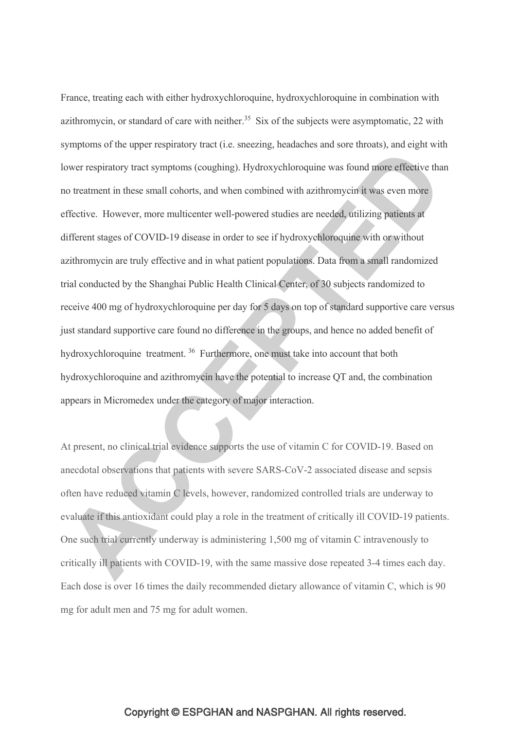France, treating each with either hydroxychloroquine, hydroxychloroquine in combination with azithromycin, or standard of care with neither.[35] Six of the subjects were asymptomatic, 22 with symptoms of the upper respiratory tract (i.e. sneezing, headaches and sore throats), and eight with lower respiratory tract symptoms (coughing). Hydroxychloroquine was found more effective than no treatment in these small cohorts, and when combined with azithromycin it was even more effective. However, more multicenter well-powered studies are needed, utilizing patients at different stages of COVID-19 disease in order to see if hydroxychloroquine with or without azithromycin are truly effective and in what patient populations. Data from a small randomized trial conducted by the Shanghai Public Health Clinical Center, of 30 subjects randomized to receive 400 mg of hydroxychloroquine per day for 5 days on top of standard supportive care versus just standard supportive care found no difference in the groups, and hence no added benefit of hydroxychloroquine treatment.[36] Furthermore, one must take into account that both hydroxychloroquine and azithromycin have the potential to increase QT and, the combination appears in Micromedex under the category of major interaction.

At present, no clinical trial evidence supports the use of vitamin C for COVID-19. Based on anecdotal observations that patients with severe SARS-CoV-2 associated disease and sepsis often have reduced vitamin C levels, however, randomized controlled trials are underway to evaluate if this antioxidant could play a role in the treatment of critically ill COVID-19 patients. One such trial currently underway is administering 1,500 mg of vitamin C intravenously to critically ill patients with COVID-19, with the same massive dose repeated 3-4 times each day. Each dose is over 16 times the daily recommended dietary allowance of vitamin C, which is 90 mg for adult men and 75 mg for adult women.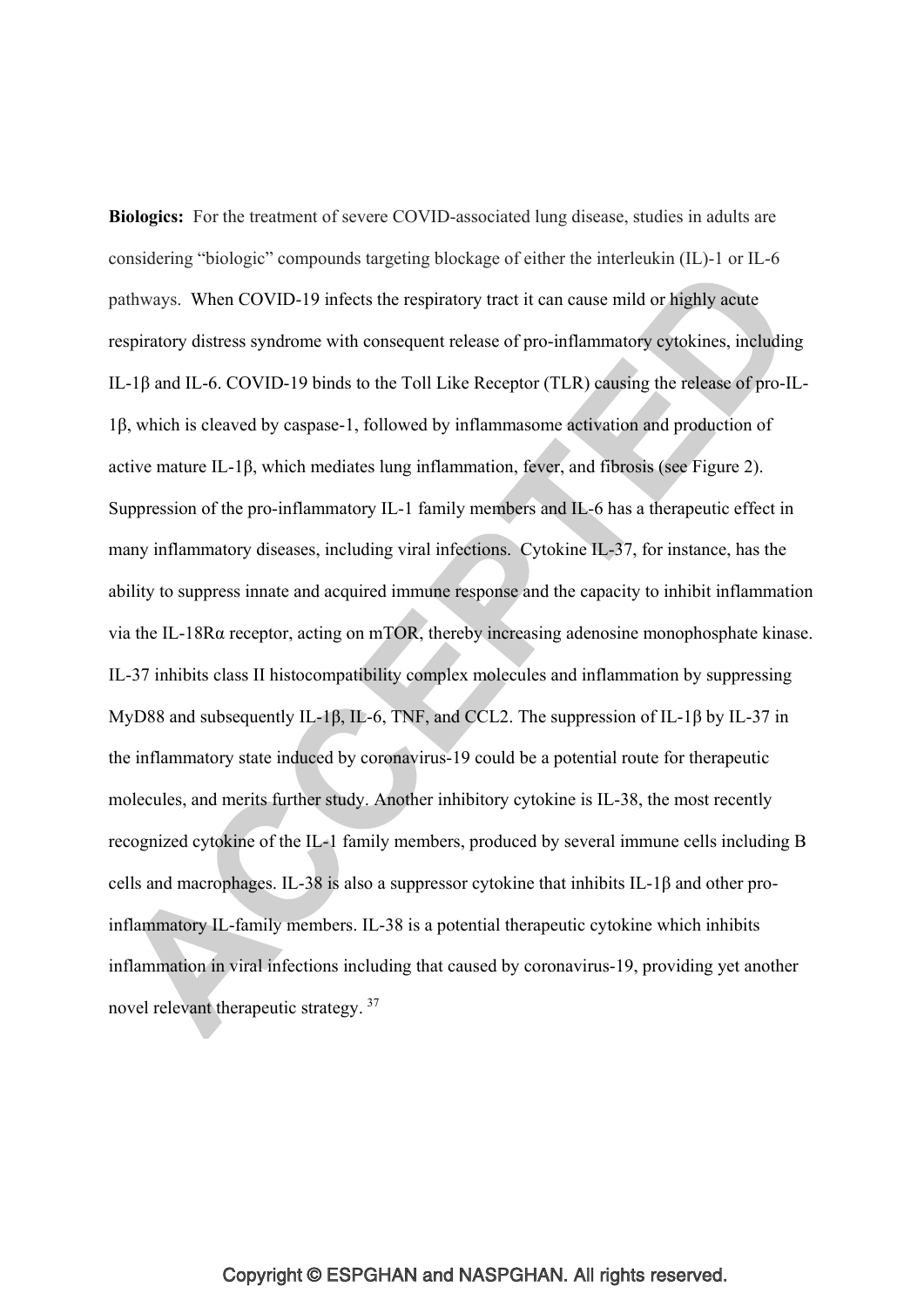**Biologics:** For the treatment of severe COVID-associated lung disease, studies in adults are considering "biologic" compounds targeting blockage of either the interleukin (IL)-1 or IL-6 pathways. When COVID-19 infects the respiratory tract it can cause mild or highly acute respiratory distress syndrome with consequent release of pro-inflammatory cytokines, including IL-1β and IL-6. COVID-19 binds to the Toll Like Receptor (TLR) causing the release of pro-IL-1β, which is cleaved by caspase-1, followed by inflammasome activation and production of active mature IL-1β, which mediates lung inflammation, fever, and fibrosis (see Figure 2). Suppression of the pro-inflammatory IL-1 family members and IL-6 has a therapeutic effect in many inflammatory diseases, including viral infections. Cytokine IL-37, for instance, has the ability to suppress innate and acquired immune response and the capacity to inhibit inflammation via the IL-18Rα receptor, acting on mTOR, thereby increasing adenosine monophosphate kinase. IL-37 inhibits class II histocompatibility complex molecules and inflammation by suppressing MyD88 and subsequently IL-1β, IL-6, TNF, and CCL2. The suppression of IL-1β by IL-37 in the inflammatory state induced by coronavirus-19 could be a potential route for therapeutic molecules, and merits further study. Another inhibitory cytokine is IL-38, the most recently recognized cytokine of the IL-1 family members, produced by several immune cells including B cells and macrophages. IL-38 is also a suppressor cytokine that inhibits IL-1β and other pro-inflammatory IL-family members. IL-38 is a potential therapeutic cytokine which inhibits inflammation in viral infections including that caused by coronavirus-19, providing yet another novel relevant therapeutic strategy. [37]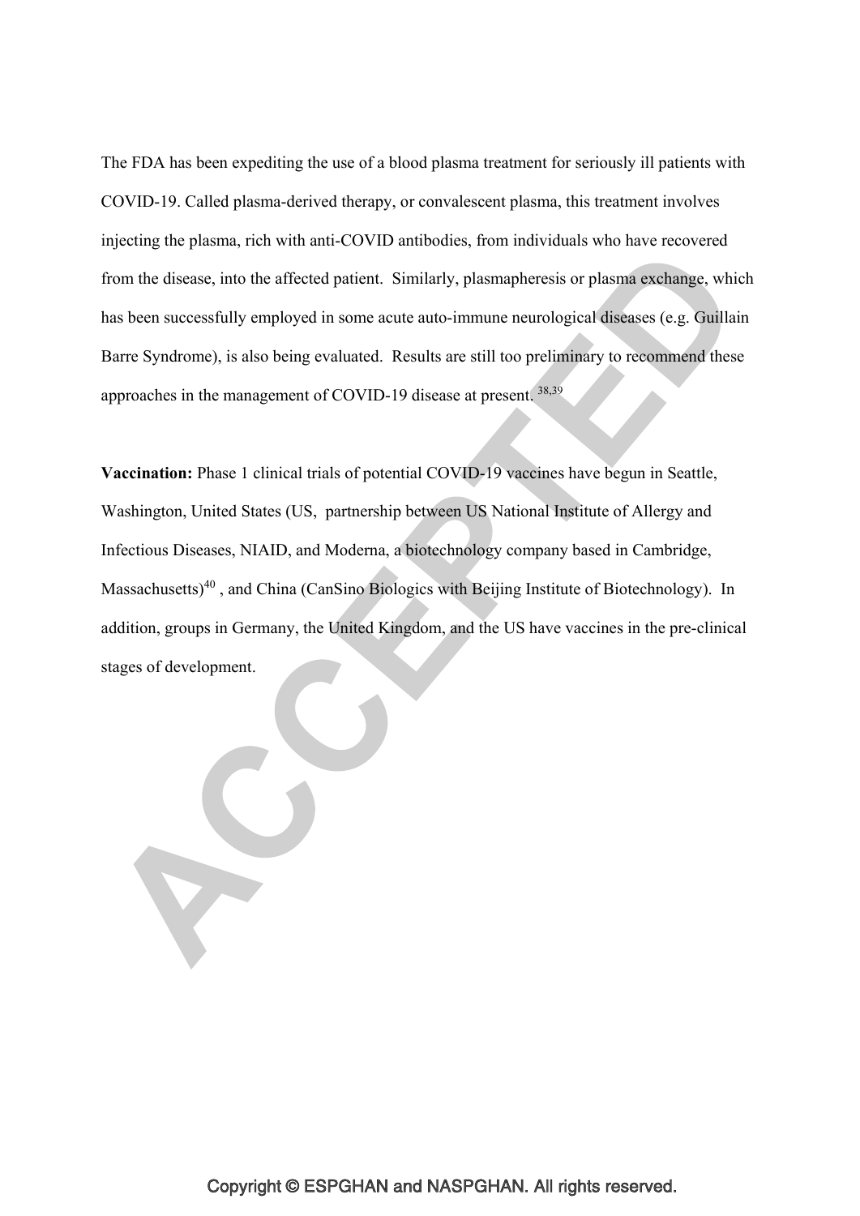The FDA has been expediting the use of a blood plasma treatment for seriously ill patients with COVID-19. Called plasma-derived therapy, or convalescent plasma, this treatment involves injecting the plasma, rich with anti-COVID antibodies, from individuals who have recovered from the disease, into the affected patient. Similarly, plasmapheresis or plasma exchange, which has been successfully employed in some acute auto-immune neurological diseases (e.g. Guillain Barre Syndrome), is also being evaluated. Results are still too preliminary to recommend these approaches in the management of COVID-19 disease at present. [38,39]

**Vaccination:** Phase 1 clinical trials of potential COVID-19 vaccines have begun in Seattle, Washington, United States (US, partnership between US National Institute of Allergy and Infectious Diseases, NIAID, and Moderna, a biotechnology company based in Cambridge, Massachusetts)[40] , and China (CanSino Biologics with Beijing Institute of Biotechnology). In addition, groups in Germany, the United Kingdom, and the US have vaccines in the pre-clinical stages of development.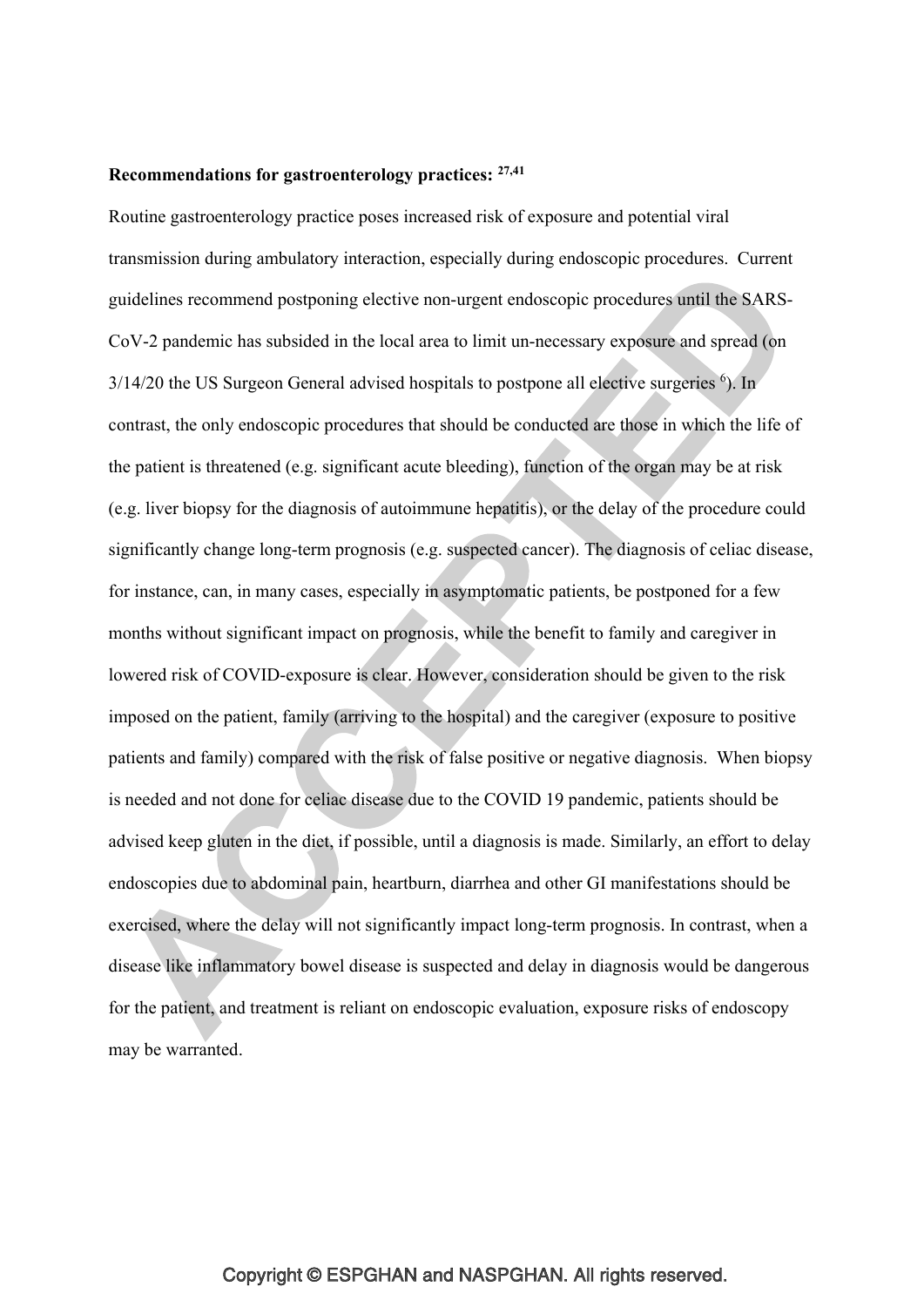**Recommendations for gastroenterology practices: [27,41]**

Routine gastroenterology practice poses increased risk of exposure and potential viral transmission during ambulatory interaction, especially during endoscopic procedures. Current guidelines recommend postponing elective non-urgent endoscopic procedures until the SARS-CoV-2 pandemic has subsided in the local area to limit un-necessary exposure and spread (on 3/14/20 the US Surgeon General advised hospitals to postpone all elective surgeries [6]). In contrast, the only endoscopic procedures that should be conducted are those in which the life of the patient is threatened (e.g. significant acute bleeding), function of the organ may be at risk (e.g. liver biopsy for the diagnosis of autoimmune hepatitis), or the delay of the procedure could significantly change long-term prognosis (e.g. suspected cancer). The diagnosis of celiac disease, for instance, can, in many cases, especially in asymptomatic patients, be postponed for a few months without significant impact on prognosis, while the benefit to family and caregiver in lowered risk of COVID-exposure is clear. However, consideration should be given to the risk imposed on the patient, family (arriving to the hospital) and the caregiver (exposure to positive patients and family) compared with the risk of false positive or negative diagnosis. When biopsy is needed and not done for celiac disease due to the COVID 19 pandemic, patients should be advised keep gluten in the diet, if possible, until a diagnosis is made. Similarly, an effort to delay endoscopies due to abdominal pain, heartburn, diarrhea and other GI manifestations should be exercised, where the delay will not significantly impact long-term prognosis. In contrast, when a disease like inflammatory bowel disease is suspected and delay in diagnosis would be dangerous for the patient, and treatment is reliant on endoscopic evaluation, exposure risks of endoscopy may be warranted.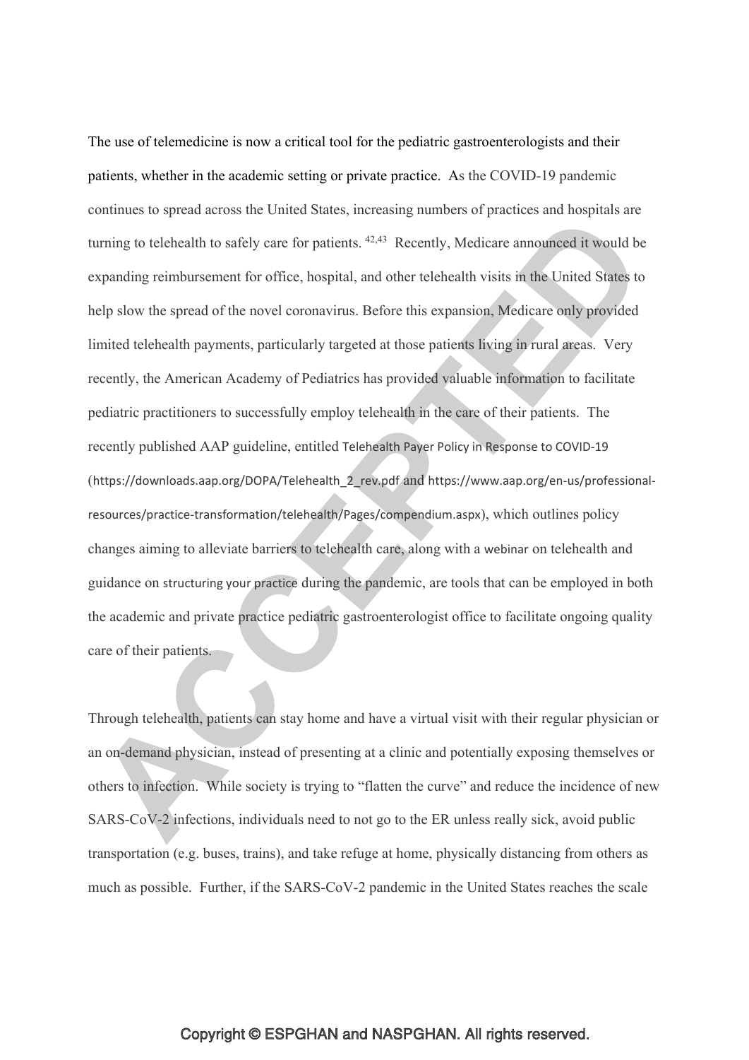The use of telemedicine is now a critical tool for the pediatric gastroenterologists and their patients, whether in the academic setting or private practice. As the COVID-19 pandemic continues to spread across the United States, increasing numbers of practices and hospitals are turning to telehealth to safely care for patients. [42,43] Recently, Medicare announced it would be expanding reimbursement for office, hospital, and other telehealth visits in the United States to help slow the spread of the novel coronavirus. Before this expansion, Medicare only provided limited telehealth payments, particularly targeted at those patients living in rural areas. Very recently, the American Academy of Pediatrics has provided valuable information to facilitate pediatric practitioners to successfully employ telehealth in the care of their patients. The recently published AAP guideline, entitled Telehealth Payer Policy in Response to COVID-19 (https://downloads.aap.org/DOPA/Telehealth_2_rev.pdf and https://www.aap.org/en-us/professional-resources/practice-transformation/telehealth/Pages/compendium.aspx), which outlines policy changes aiming to alleviate barriers to telehealth care, along with a webinar on telehealth and guidance on structuring your practice during the pandemic, are tools that can be employed in both the academic and private practice pediatric gastroenterologist office to facilitate ongoing quality care of their patients.

Through telehealth, patients can stay home and have a virtual visit with their regular physician or an on-demand physician, instead of presenting at a clinic and potentially exposing themselves or others to infection. While society is trying to "flatten the curve" and reduce the incidence of new SARS-CoV-2 infections, individuals need to not go to the ER unless really sick, avoid public transportation (e.g. buses, trains), and take refuge at home, physically distancing from others as much as possible. Further, if the SARS-CoV-2 pandemic in the United States reaches the scale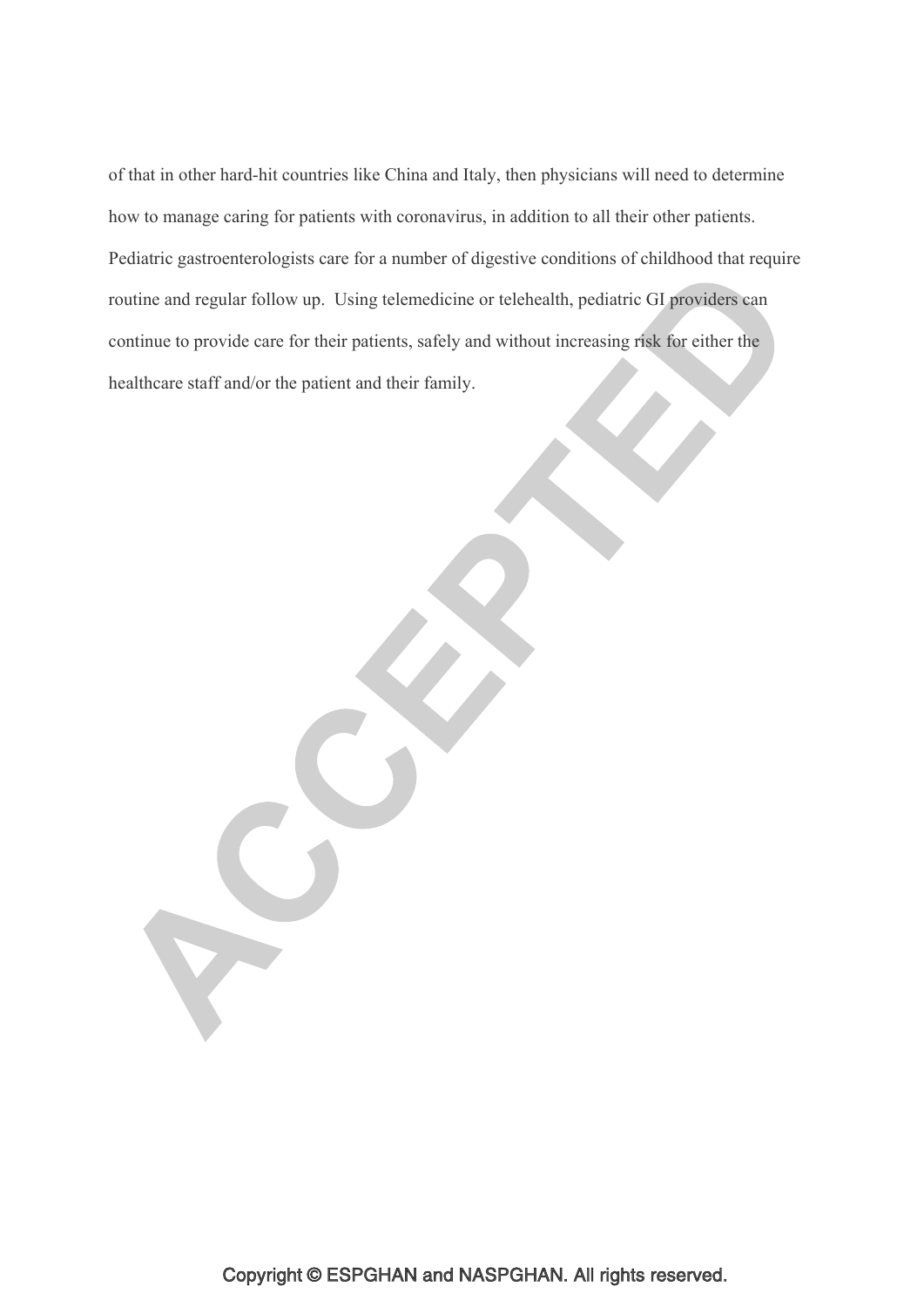of that in other hard-hit countries like China and Italy, then physicians will need to determine how to manage caring for patients with coronavirus, in addition to all their other patients. Pediatric gastroenterologists care for a number of digestive conditions of childhood that require routine and regular follow up. Using telemedicine or telehealth, pediatric GI providers can continue to provide care for their patients, safely and without increasing risk for either the healthcare staff and/or the patient and their family.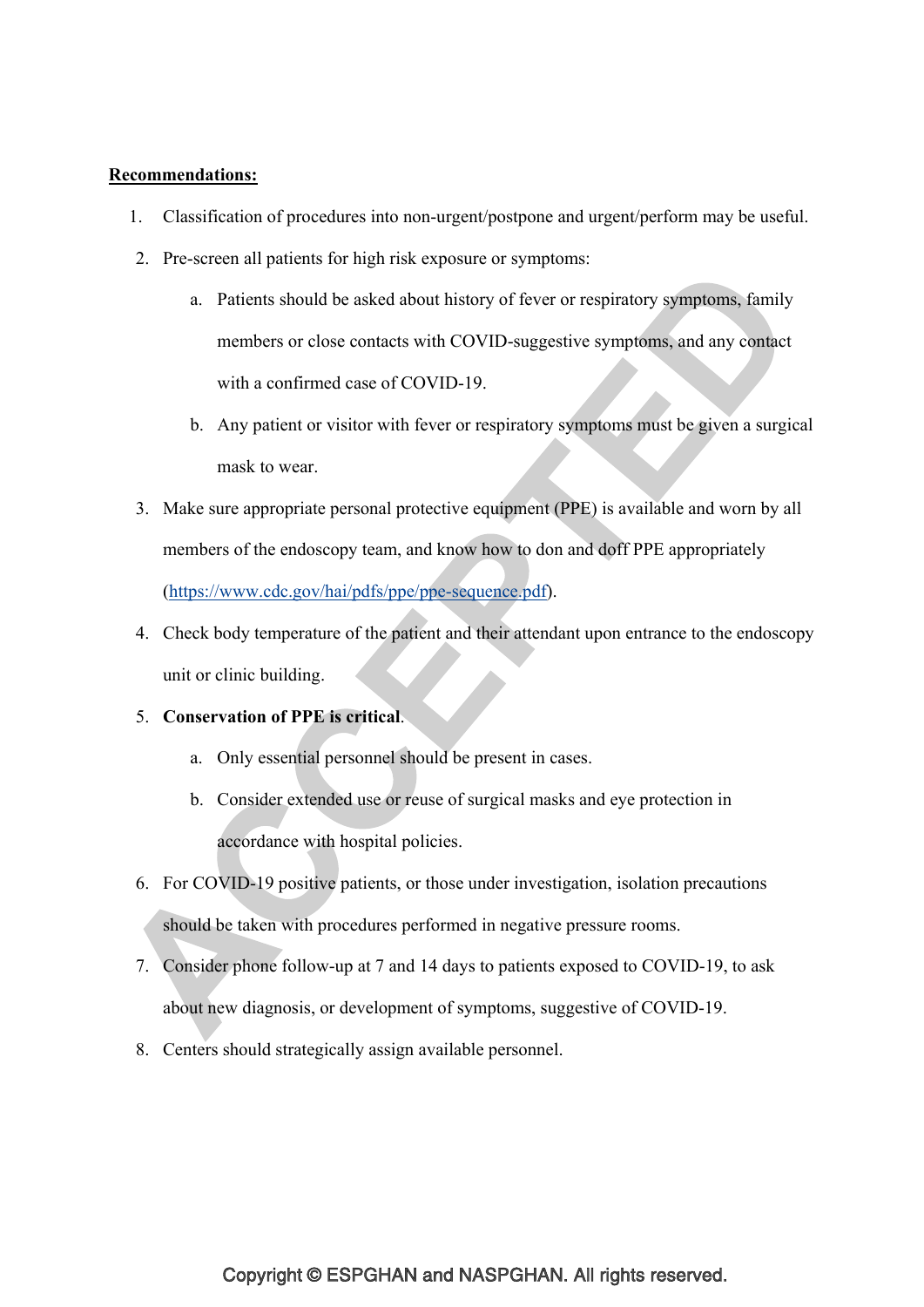**Recommendations:**

1. Classification of procedures into non-urgent/postpone and urgent/perform may be useful.
2. Pre-screen all patients for high risk exposure or symptoms:
    a. Patients should be asked about history of fever or respiratory symptoms, family members or close contacts with COVID-suggestive symptoms, and any contact with a confirmed case of COVID-19.
    b. Any patient or visitor with fever or respiratory symptoms must be given a surgical mask to wear.
3. Make sure appropriate personal protective equipment (PPE) is available and worn by all members of the endoscopy team, and know how to don and doff PPE appropriately (https://www.cdc.gov/hai/pdfs/ppe/ppe-sequence.pdf).
4. Check body temperature of the patient and their attendant upon entrance to the endoscopy unit or clinic building.
5. **Conservation of PPE is critical**.
    a. Only essential personnel should be present in cases.
    b. Consider extended use or reuse of surgical masks and eye protection in accordance with hospital policies.
6. For COVID-19 positive patients, or those under investigation, isolation precautions should be taken with procedures performed in negative pressure rooms.
7. Consider phone follow-up at 7 and 14 days to patients exposed to COVID-19, to ask about new diagnosis, or development of symptoms, suggestive of COVID-19.
8. Centers should strategically assign available personnel.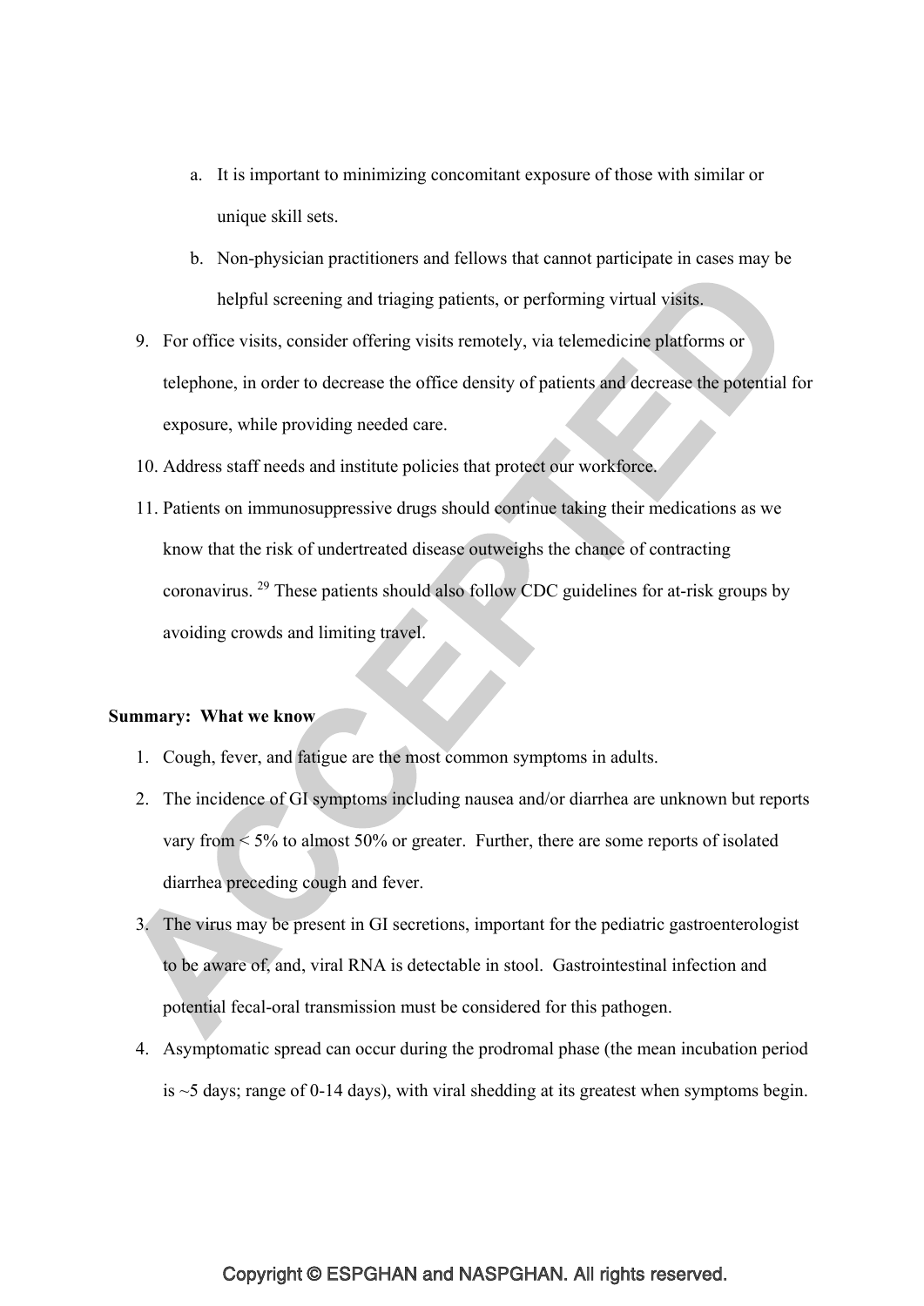a. It is important to minimizing concomitant exposure of those with similar or unique skill sets.

b. Non-physician practitioners and fellows that cannot participate in cases may be helpful screening and triaging patients, or performing virtual visits.

9. For office visits, consider offering visits remotely, via telemedicine platforms or telephone, in order to decrease the office density of patients and decrease the potential for exposure, while providing needed care.
10. Address staff needs and institute policies that protect our workforce.
11. Patients on immunosuppressive drugs should continue taking their medications as we know that the risk of undertreated disease outweighs the chance of contracting coronavirus. [29] These patients should also follow CDC guidelines for at-risk groups by avoiding crowds and limiting travel.

**Summary: What we know**

1. Cough, fever, and fatigue are the most common symptoms in adults.
2. The incidence of GI symptoms including nausea and/or diarrhea are unknown but reports vary from < 5% to almost 50% or greater. Further, there are some reports of isolated diarrhea preceding cough and fever.
3. The virus may be present in GI secretions, important for the pediatric gastroenterologist to be aware of, and, viral RNA is detectable in stool. Gastrointestinal infection and potential fecal-oral transmission must be considered for this pathogen.
4. Asymptomatic spread can occur during the prodromal phase (the mean incubation period is ~5 days; range of 0-14 days), with viral shedding at its greatest when symptoms begin.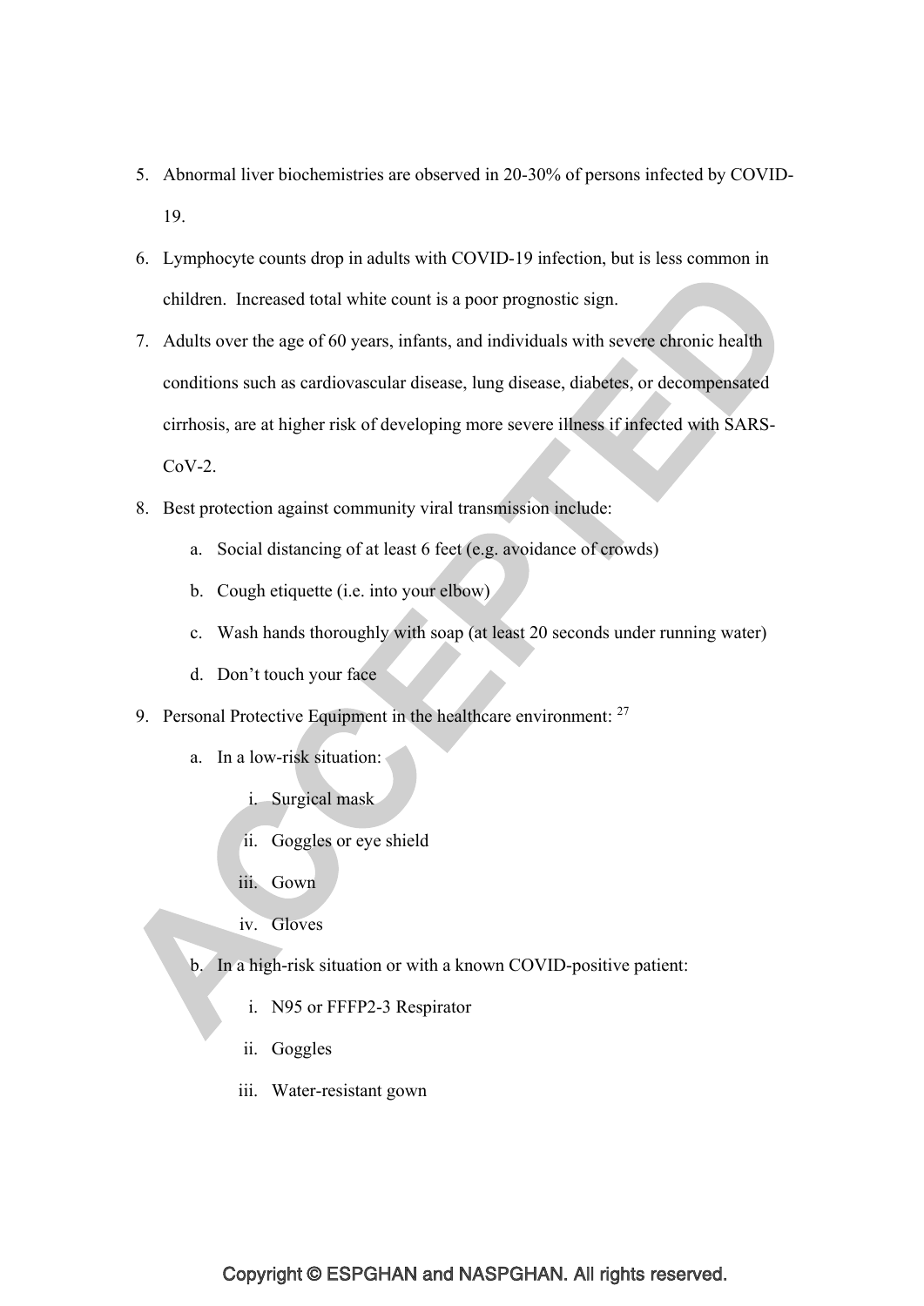5. Abnormal liver biochemistries are observed in 20-30% of persons infected by COVID-19.
6. Lymphocyte counts drop in adults with COVID-19 infection, but is less common in children. Increased total white count is a poor prognostic sign.
7. Adults over the age of 60 years, infants, and individuals with severe chronic health conditions such as cardiovascular disease, lung disease, diabetes, or decompensated cirrhosis, are at higher risk of developing more severe illness if infected with SARS-CoV-2.
8. Best protection against community viral transmission include:
   a. Social distancing of at least 6 feet (e.g. avoidance of crowds)
   b. Cough etiquette (i.e. into your elbow)
   c. Wash hands thoroughly with soap (at least 20 seconds under running water)
   d. Don't touch your face
9. Personal Protective Equipment in the healthcare environment: [27]
   a. In a low-risk situation:
      i. Surgical mask
      ii. Goggles or eye shield
      iii. Gown
      iv. Gloves
   b. In a high-risk situation or with a known COVID-positive patient:
      i. N95 or FFFP2-3 Respirator
      ii. Goggles
      iii. Water-resistant gown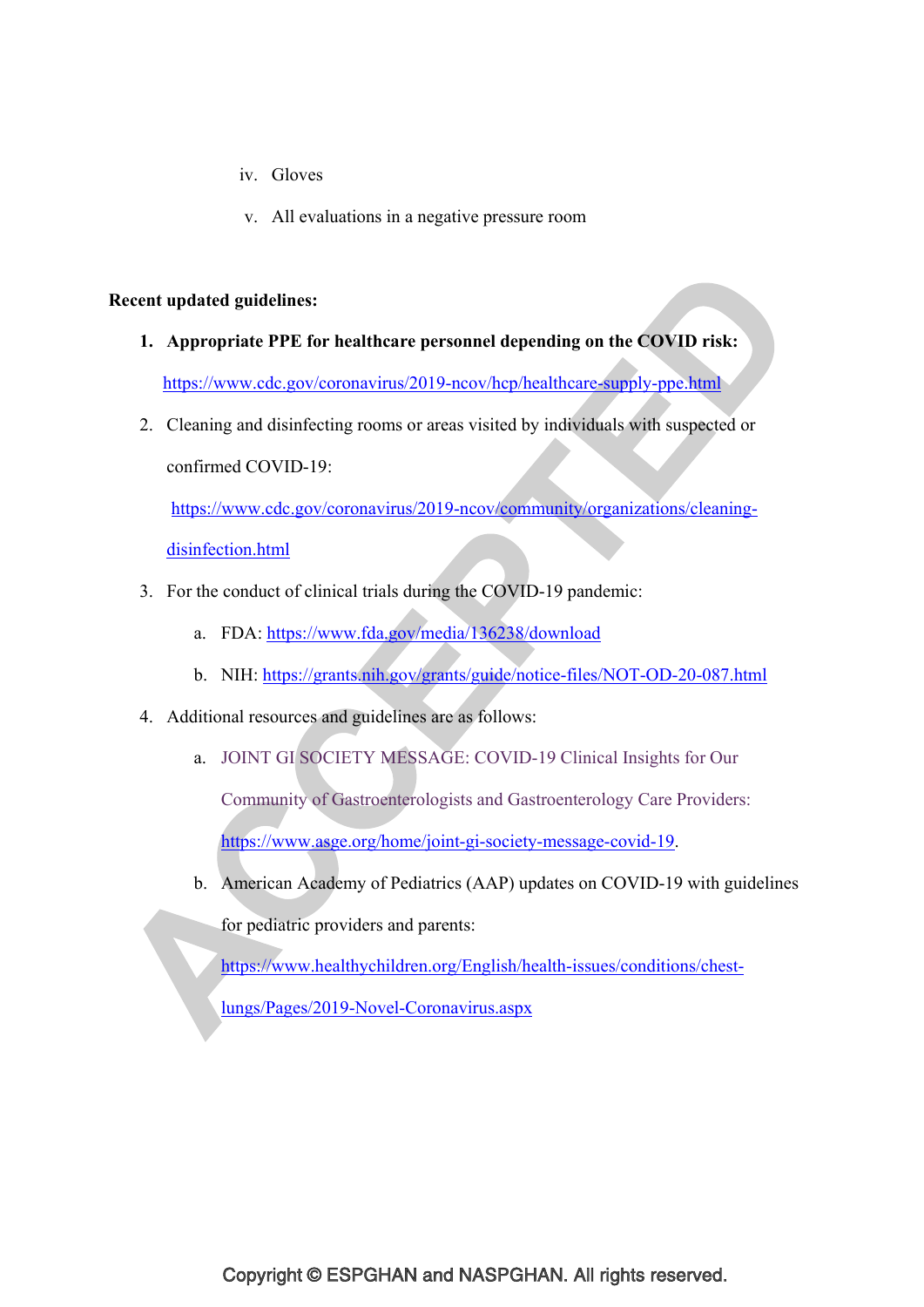iv. Gloves

   v. All evaluations in a negative pressure room

**Recent updated guidelines:**

1. **Appropriate PPE for healthcare personnel depending on the COVID risk:** https://www.cdc.gov/coronavirus/2019-ncov/hcp/healthcare-supply-ppe.html
2. Cleaning and disinfecting rooms or areas visited by individuals with suspected or confirmed COVID-19: https://www.cdc.gov/coronavirus/2019-ncov/community/organizations/cleaning-disinfection.html
3. For the conduct of clinical trials during the COVID-19 pandemic:
   a. FDA: https://www.fda.gov/media/136238/download
   b. NIH: https://grants.nih.gov/grants/guide/notice-files/NOT-OD-20-087.html
4. Additional resources and guidelines are as follows:
   a. JOINT GI SOCIETY MESSAGE: COVID-19 Clinical Insights for Our Community of Gastroenterologists and Gastroenterology Care Providers: https://www.asge.org/home/joint-gi-society-message-covid-19.
   b. American Academy of Pediatrics (AAP) updates on COVID-19 with guidelines for pediatric providers and parents: https://www.healthychildren.org/English/health-issues/conditions/chest-lungs/Pages/2019-Novel-Coronavirus.aspx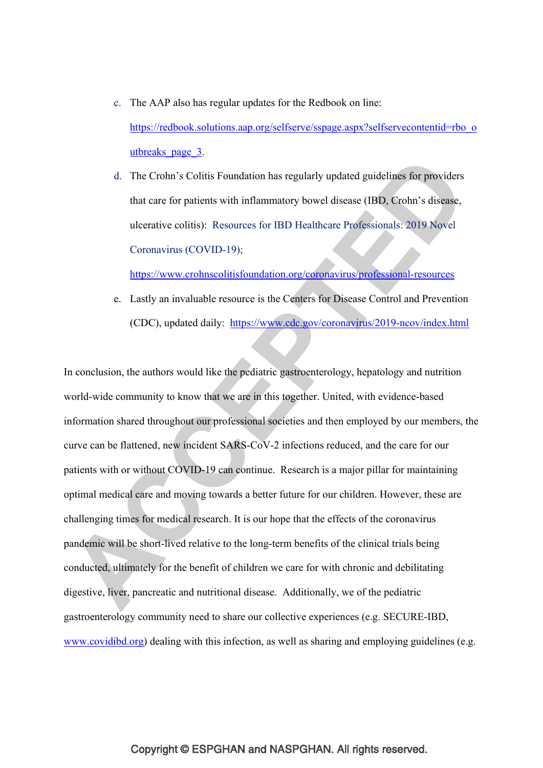c. The AAP also has regular updates for the Redbook on line: https://redbook.solutions.aap.org/selfserve/sspage.aspx?selfservecontentid=rbo_outbreaks_page_3.

d. The Crohn's Colitis Foundation has regularly updated guidelines for providers that care for patients with inflammatory bowel disease (IBD, Crohn's disease, ulcerative colitis): Resources for IBD Healthcare Professionals: 2019 Novel Coronavirus (COVID-19); https://www.crohnscolitisfoundation.org/coronavirus/professional-resources

e. Lastly an invaluable resource is the Centers for Disease Control and Prevention (CDC), updated daily: https://www.cdc.gov/coronavirus/2019-ncov/index.html

In conclusion, the authors would like the pediatric gastroenterology, hepatology and nutrition world-wide community to know that we are in this together. United, with evidence-based information shared throughout our professional societies and then employed by our members, the curve can be flattened, new incident SARS-CoV-2 infections reduced, and the care for our patients with or without COVID-19 can continue. Research is a major pillar for maintaining optimal medical care and moving towards a better future for our children. However, these are challenging times for medical research. It is our hope that the effects of the coronavirus pandemic will be short-lived relative to the long-term benefits of the clinical trials being conducted, ultimately for the benefit of children we care for with chronic and debilitating digestive, liver, pancreatic and nutritional disease. Additionally, we of the pediatric gastroenterology community need to share our collective experiences (e.g. SECURE-IBD, www.covidibd.org) dealing with this infection, as well as sharing and employing guidelines (e.g.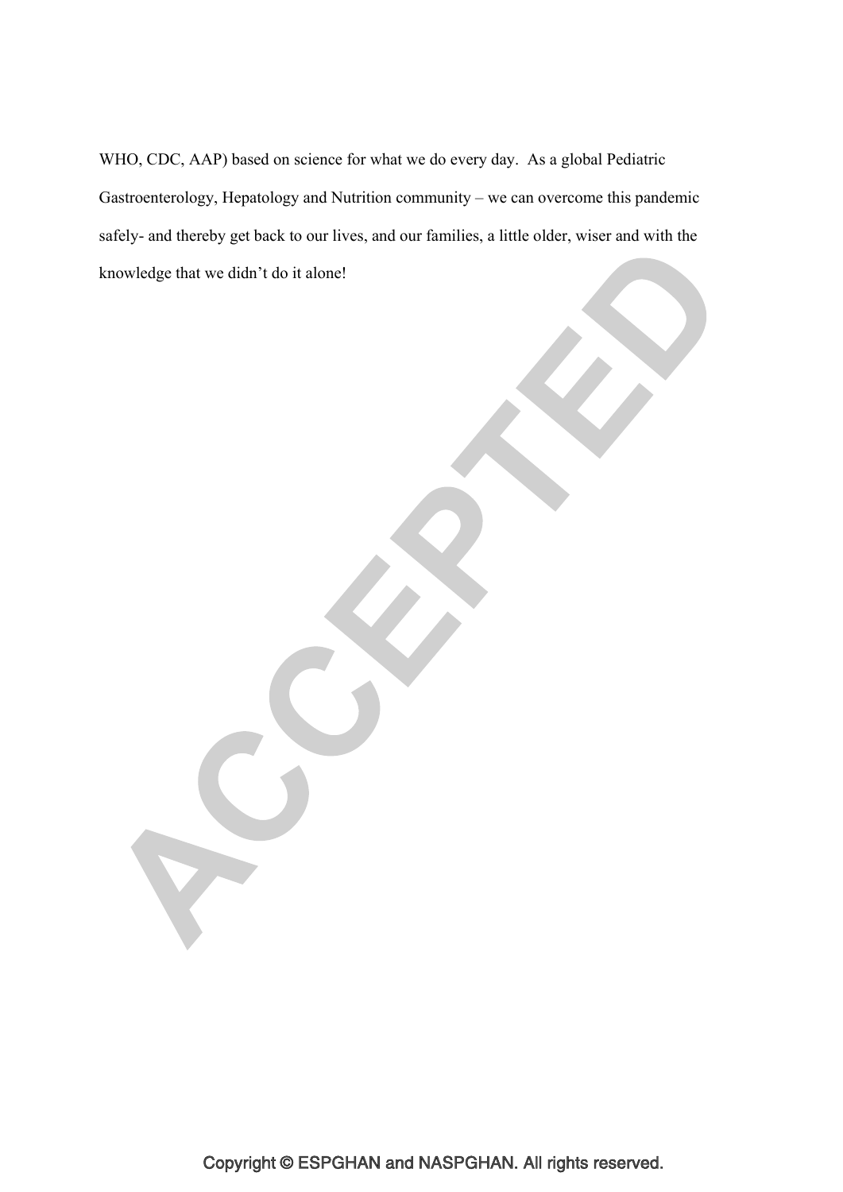WHO, CDC, AAP) based on science for what we do every day. As a global Pediatric Gastroenterology, Hepatology and Nutrition community – we can overcome this pandemic safely- and thereby get back to our lives, and our families, a little older, wiser and with the knowledge that we didn't do it alone!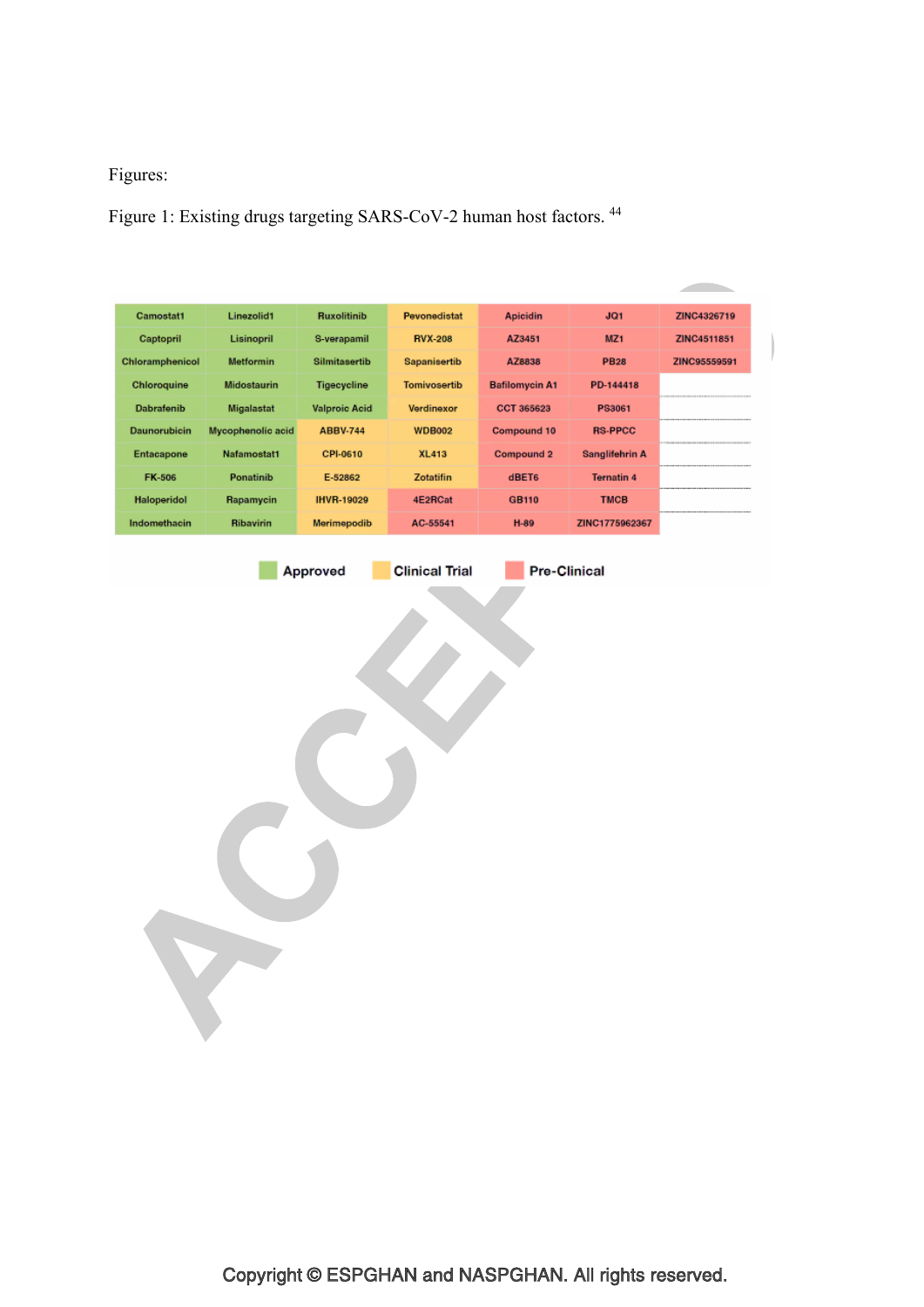Figures:

Figure 1: Existing drugs targeting SARS-CoV-2 human host factors. [44]

| | | | | | | |
|---|---|---|---|---|---|---|
| Camostat1 | Linezolid1 | Ruxolitinib | Pevonedistat | Apicidin | JQ1 | ZINC4326719 |
| Captopril | Lisinopril | S-verapamil | RVX-208 | AZ3451 | MZ1 | ZINC4511851 |
| Chloramphenicol | Metformin | Silmitasertib | Sapanisertib | AZ8838 | PB28 | ZINC95559591 |
| Chloroquine | Midostaurin | Tigecycline | Tomivosertib | Bafilomycin A1 | PD-144418 | |
| Dabrafenib | Migalastat | Valproic Acid | Verdinexor | CCT 365623 | PS3061 | |
| Daunorubicin | Mycophenolic acid | ABBV-744 | WDB002 | Compound 10 | RS-PPCC | |
| Entacapone | Nafamostat1 | CPI-0610 | XL413 | Compound 2 | Sanglifehrin A | |
| FK-506 | Ponatinib | E-52862 | Zotatifin | dBET6 | Ternatin 4 | |
| Haloperidol | Rapamycin | IHVR-19029 | 4E2RCat | GB110 | TMCB | |
| Indomethacin | Ribavirin | Merimepodib | AC-55541 | H-89 | ZINC1775962367 | |

Approved | Clinical Trial | Pre-Clinical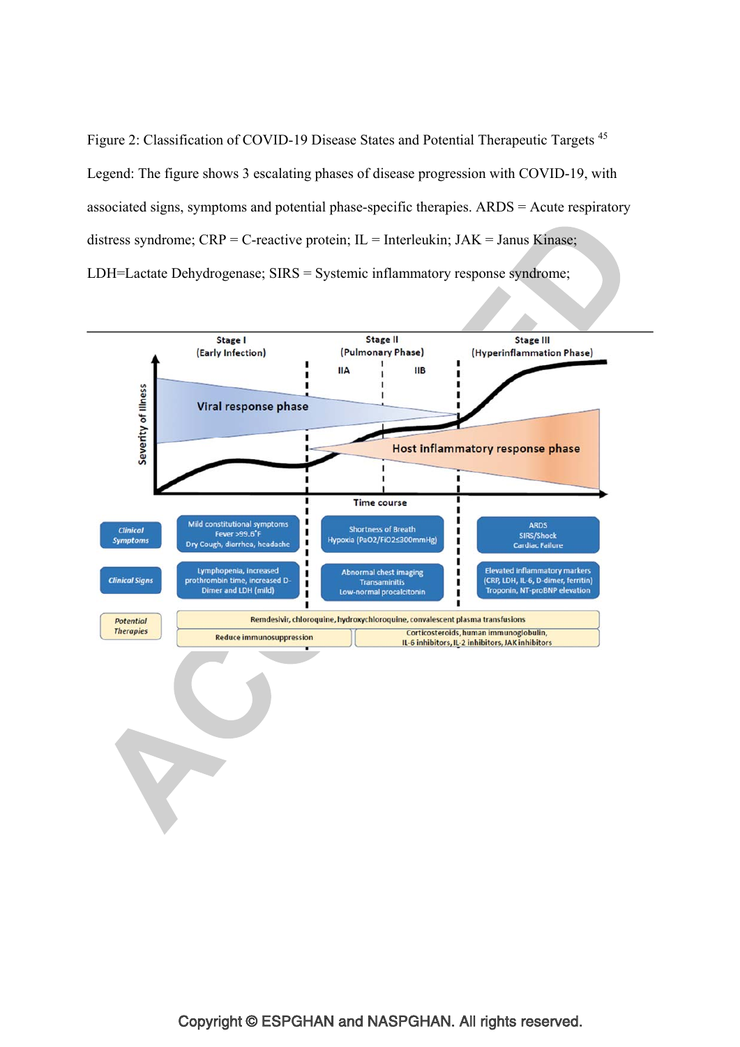Figure 2: Classification of COVID-19 Disease States and Potential Therapeutic Targets [45]

Legend: The figure shows 3 escalating phases of disease progression with COVID-19, with associated signs, symptoms and potential phase-specific therapies. ARDS = Acute respiratory distress syndrome; CRP = C-reactive protein; IL = Interleukin; JAK = Janus Kinase; LDH=Lactate Dehydrogenase; SIRS = Systemic inflammatory response syndrome;

| | Stage I (Early Infection) | Stage II (Pulmonary Phase) IIA / IIB | Stage III (Hyperinflammation Phase) |
| --- | --- | --- | --- |
| | Viral response phase | | Host inflammatory response phase |
| *Clinical Symptoms* | Mild constitutional symptoms Fever >99.6°F Dry Cough, diarrhea, headache | Shortness of Breath Hypoxia (PaO2/FiO2≤300mmHg) | ARDS SIRS/Shock Cardiac Failure |
| *Clinical Signs* | Lymphopenia, increased prothrombin time, increased D-Dimer and LDH (mild) | Abnormal chest imaging Transaminitis Low-normal procalcitonin | Elevated inflammatory markers (CRP, LDH, IL-6, D-dimer, ferritin) Troponin, NT-proBNP elevation |
| *Potential Therapies* | Remdesivir, chloroquine, hydroxychloroquine, convalescent plasma transfusions | | |
| | Reduce immunosuppression | Corticosteroids, human immunoglobulin, IL-6 inhibitors, IL-2 inhibitors, JAK inhibitors | |

Severity of Illness — Time course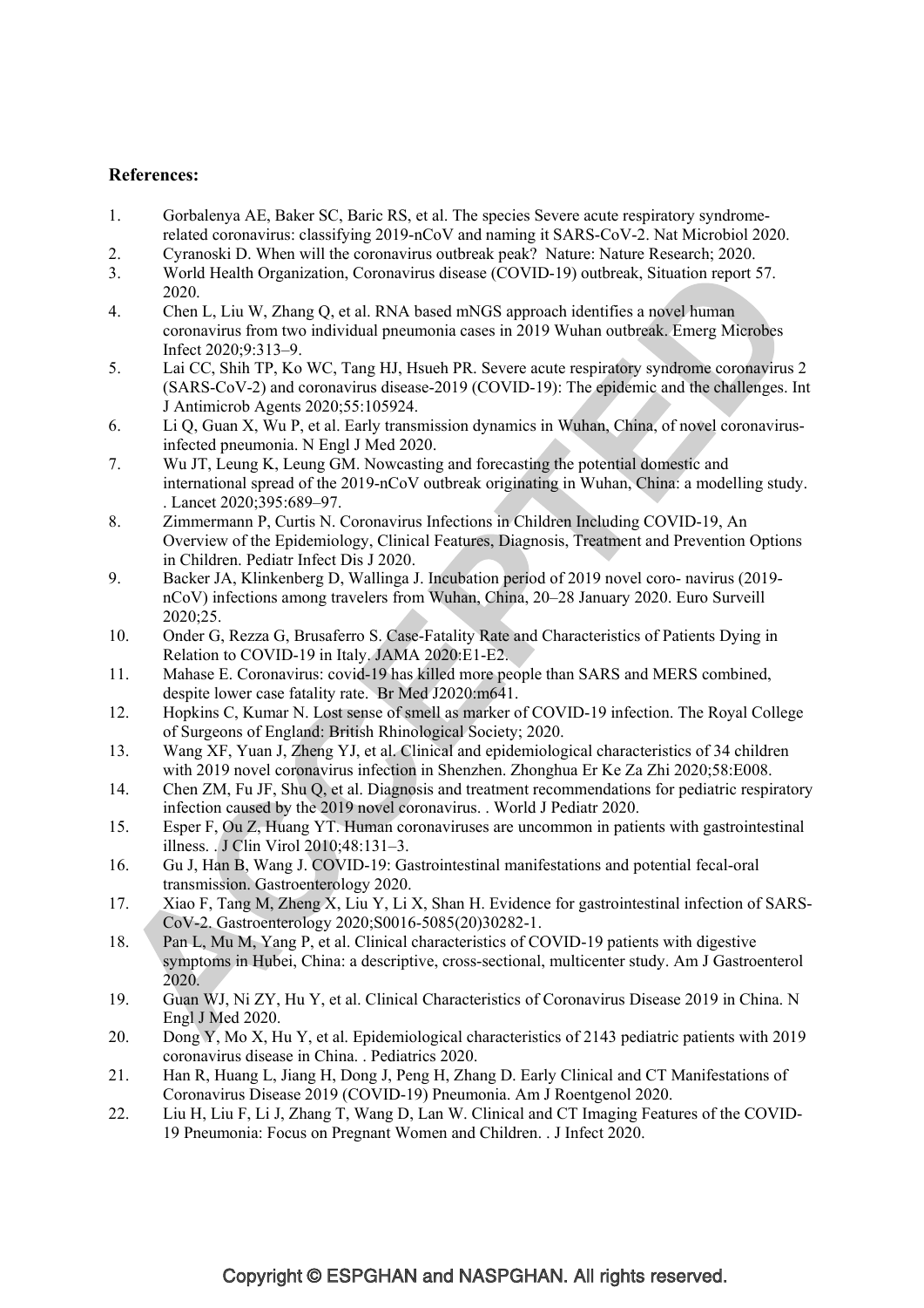**References:**

1. Gorbalenya AE, Baker SC, Baric RS, et al. The species Severe acute respiratory syndrome-related coronavirus: classifying 2019-nCoV and naming it SARS-CoV-2. Nat Microbiol 2020.
2. Cyranoski D. When will the coronavirus outbreak peak? Nature: Nature Research; 2020.
3. World Health Organization, Coronavirus disease (COVID-19) outbreak, Situation report 57. 2020.
4. Chen L, Liu W, Zhang Q, et al. RNA based mNGS approach identifies a novel human coronavirus from two individual pneumonia cases in 2019 Wuhan outbreak. Emerg Microbes Infect 2020;9:313–9.
5. Lai CC, Shih TP, Ko WC, Tang HJ, Hsueh PR. Severe acute respiratory syndrome coronavirus 2 (SARS-CoV-2) and coronavirus disease-2019 (COVID-19): The epidemic and the challenges. Int J Antimicrob Agents 2020;55:105924.
6. Li Q, Guan X, Wu P, et al. Early transmission dynamics in Wuhan, China, of novel coronavirus-infected pneumonia. N Engl J Med 2020.
7. Wu JT, Leung K, Leung GM. Nowcasting and forecasting the potential domestic and international spread of the 2019-nCoV outbreak originating in Wuhan, China: a modelling study. . Lancet 2020;395:689–97.
8. Zimmermann P, Curtis N. Coronavirus Infections in Children Including COVID-19, An Overview of the Epidemiology, Clinical Features, Diagnosis, Treatment and Prevention Options in Children. Pediatr Infect Dis J 2020.
9. Backer JA, Klinkenberg D, Wallinga J. Incubation period of 2019 novel coro- navirus (2019-nCoV) infections among travelers from Wuhan, China, 20–28 January 2020. Euro Surveill 2020;25.
10. Onder G, Rezza G, Brusaferro S. Case-Fatality Rate and Characteristics of Patients Dying in Relation to COVID-19 in Italy. JAMA 2020:E1-E2.
11. Mahase E. Coronavirus: covid-19 has killed more people than SARS and MERS combined, despite lower case fatality rate. Br Med J2020:m641.
12. Hopkins C, Kumar N. Lost sense of smell as marker of COVID-19 infection. The Royal College of Surgeons of England: British Rhinological Society; 2020.
13. Wang XF, Yuan J, Zheng YJ, et al. Clinical and epidemiological characteristics of 34 children with 2019 novel coronavirus infection in Shenzhen. Zhonghua Er Ke Za Zhi 2020;58:E008.
14. Chen ZM, Fu JF, Shu Q, et al. Diagnosis and treatment recommendations for pediatric respiratory infection caused by the 2019 novel coronavirus. . World J Pediatr 2020.
15. Esper F, Ou Z, Huang YT. Human coronaviruses are uncommon in patients with gastrointestinal illness. . J Clin Virol 2010;48:131–3.
16. Gu J, Han B, Wang J. COVID-19: Gastrointestinal manifestations and potential fecal-oral transmission. Gastroenterology 2020.
17. Xiao F, Tang M, Zheng X, Liu Y, Li X, Shan H. Evidence for gastrointestinal infection of SARS-CoV-2. Gastroenterology 2020;S0016-5085(20)30282-1.
18. Pan L, Mu M, Yang P, et al. Clinical characteristics of COVID-19 patients with digestive symptoms in Hubei, China: a descriptive, cross-sectional, multicenter study. Am J Gastroenterol 2020.
19. Guan WJ, Ni ZY, Hu Y, et al. Clinical Characteristics of Coronavirus Disease 2019 in China. N Engl J Med 2020.
20. Dong Y, Mo X, Hu Y, et al. Epidemiological characteristics of 2143 pediatric patients with 2019 coronavirus disease in China. . Pediatrics 2020.
21. Han R, Huang L, Jiang H, Dong J, Peng H, Zhang D. Early Clinical and CT Manifestations of Coronavirus Disease 2019 (COVID-19) Pneumonia. Am J Roentgenol 2020.
22. Liu H, Liu F, Li J, Zhang T, Wang D, Lan W. Clinical and CT Imaging Features of the COVID-19 Pneumonia: Focus on Pregnant Women and Children. . J Infect 2020.

Copyright © ESPGHAN and NASPGHAN. All rights reserved.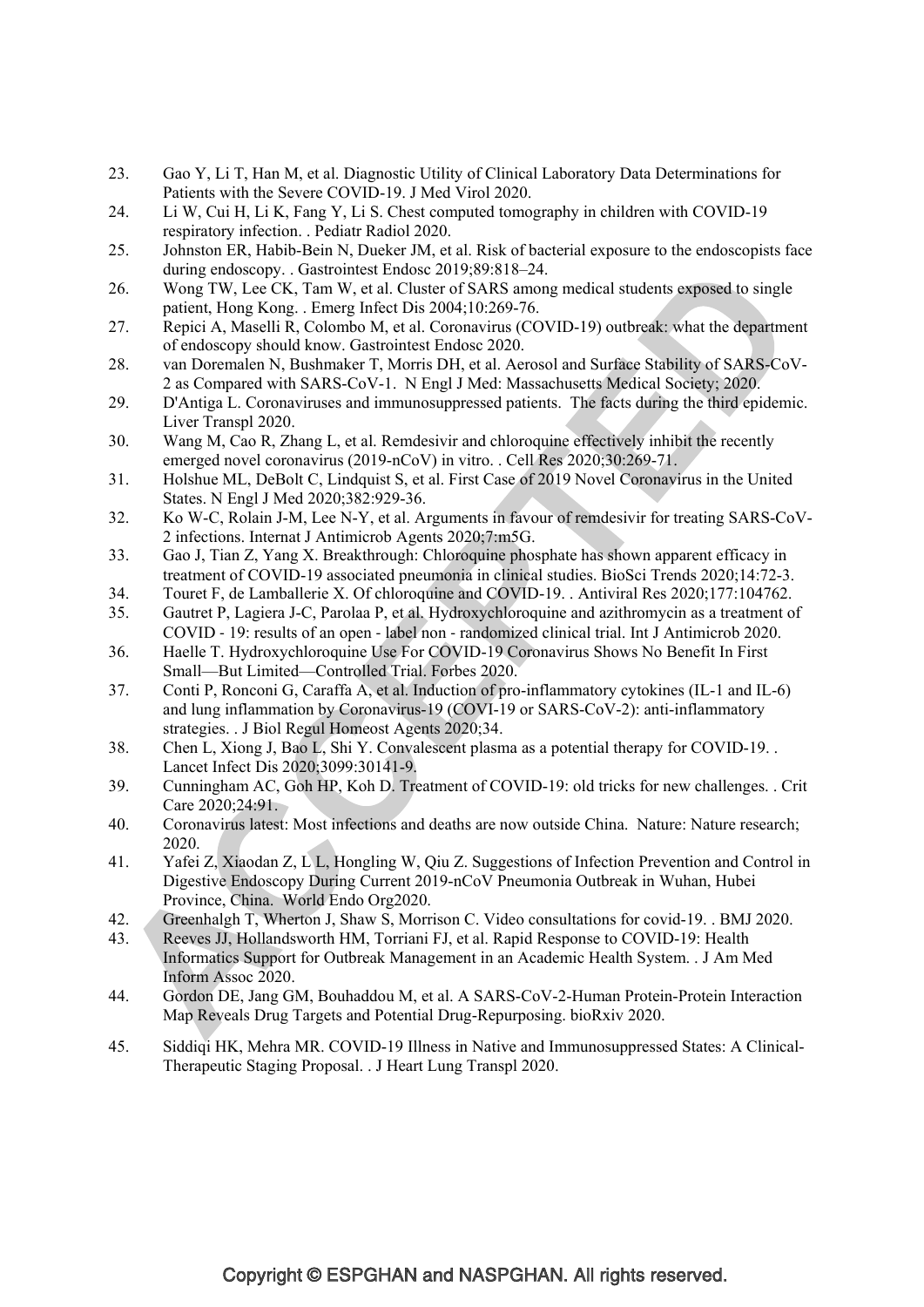23. Gao Y, Li T, Han M, et al. Diagnostic Utility of Clinical Laboratory Data Determinations for Patients with the Severe COVID-19. J Med Virol 2020.
24. Li W, Cui H, Li K, Fang Y, Li S. Chest computed tomography in children with COVID-19 respiratory infection. . Pediatr Radiol 2020.
25. Johnston ER, Habib-Bein N, Dueker JM, et al. Risk of bacterial exposure to the endoscopists face during endoscopy. . Gastrointest Endosc 2019;89:818–24.
26. Wong TW, Lee CK, Tam W, et al. Cluster of SARS among medical students exposed to single patient, Hong Kong. . Emerg Infect Dis 2004;10:269-76.
27. Repici A, Maselli R, Colombo M, et al. Coronavirus (COVID-19) outbreak: what the department of endoscopy should know. Gastrointest Endosc 2020.
28. van Doremalen N, Bushmaker T, Morris DH, et al. Aerosol and Surface Stability of SARS-CoV-2 as Compared with SARS-CoV-1. N Engl J Med: Massachusetts Medical Society; 2020.
29. D'Antiga L. Coronaviruses and immunosuppressed patients. The facts during the third epidemic. Liver Transpl 2020.
30. Wang M, Cao R, Zhang L, et al. Remdesivir and chloroquine effectively inhibit the recently emerged novel coronavirus (2019-nCoV) in vitro. . Cell Res 2020;30:269-71.
31. Holshue ML, DeBolt C, Lindquist S, et al. First Case of 2019 Novel Coronavirus in the United States. N Engl J Med 2020;382:929-36.
32. Ko W-C, Rolain J-M, Lee N-Y, et al. Arguments in favour of remdesivir for treating SARS-CoV-2 infections. Internat J Antimicrob Agents 2020;7:m5G.
33. Gao J, Tian Z, Yang X. Breakthrough: Chloroquine phosphate has shown apparent efficacy in treatment of COVID-19 associated pneumonia in clinical studies. BioSci Trends 2020;14:72-3.
34. Touret F, de Lamballerie X. Of chloroquine and COVID-19. . Antiviral Res 2020;177:104762.
35. Gautret P, Lagiera J-C, Parolaa P, et al. Hydroxychloroquine and azithromycin as a treatment of COVID - 19: results of an open - label non - randomized clinical trial. Int J Antimicrob 2020.
36. Haelle T. Hydroxychloroquine Use For COVID-19 Coronavirus Shows No Benefit In First Small—But Limited—Controlled Trial. Forbes 2020.
37. Conti P, Ronconi G, Caraffa A, et al. Induction of pro-inflammatory cytokines (IL-1 and IL-6) and lung inflammation by Coronavirus-19 (COVI-19 or SARS-CoV-2): anti-inflammatory strategies. . J Biol Regul Homeost Agents 2020;34.
38. Chen L, Xiong J, Bao L, Shi Y. Convalescent plasma as a potential therapy for COVID-19. . Lancet Infect Dis 2020;3099:30141-9.
39. Cunningham AC, Goh HP, Koh D. Treatment of COVID-19: old tricks for new challenges. . Crit Care 2020;24:91.
40. Coronavirus latest: Most infections and deaths are now outside China. Nature: Nature research; 2020.
41. Yafei Z, Xiaodan Z, L L, Hongling W, Qiu Z. Suggestions of Infection Prevention and Control in Digestive Endoscopy During Current 2019-nCoV Pneumonia Outbreak in Wuhan, Hubei Province, China. World Endo Org2020.
42. Greenhalgh T, Wherton J, Shaw S, Morrison C. Video consultations for covid-19. . BMJ 2020.
43. Reeves JJ, Hollandsworth HM, Torriani FJ, et al. Rapid Response to COVID-19: Health Informatics Support for Outbreak Management in an Academic Health System. . J Am Med Inform Assoc 2020.
44. Gordon DE, Jang GM, Bouhaddou M, et al. A SARS-CoV-2-Human Protein-Protein Interaction Map Reveals Drug Targets and Potential Drug-Repurposing. bioRxiv 2020.
45. Siddiqi HK, Mehra MR. COVID-19 Illness in Native and Immunosuppressed States: A Clinical-Therapeutic Staging Proposal. . J Heart Lung Transpl 2020.